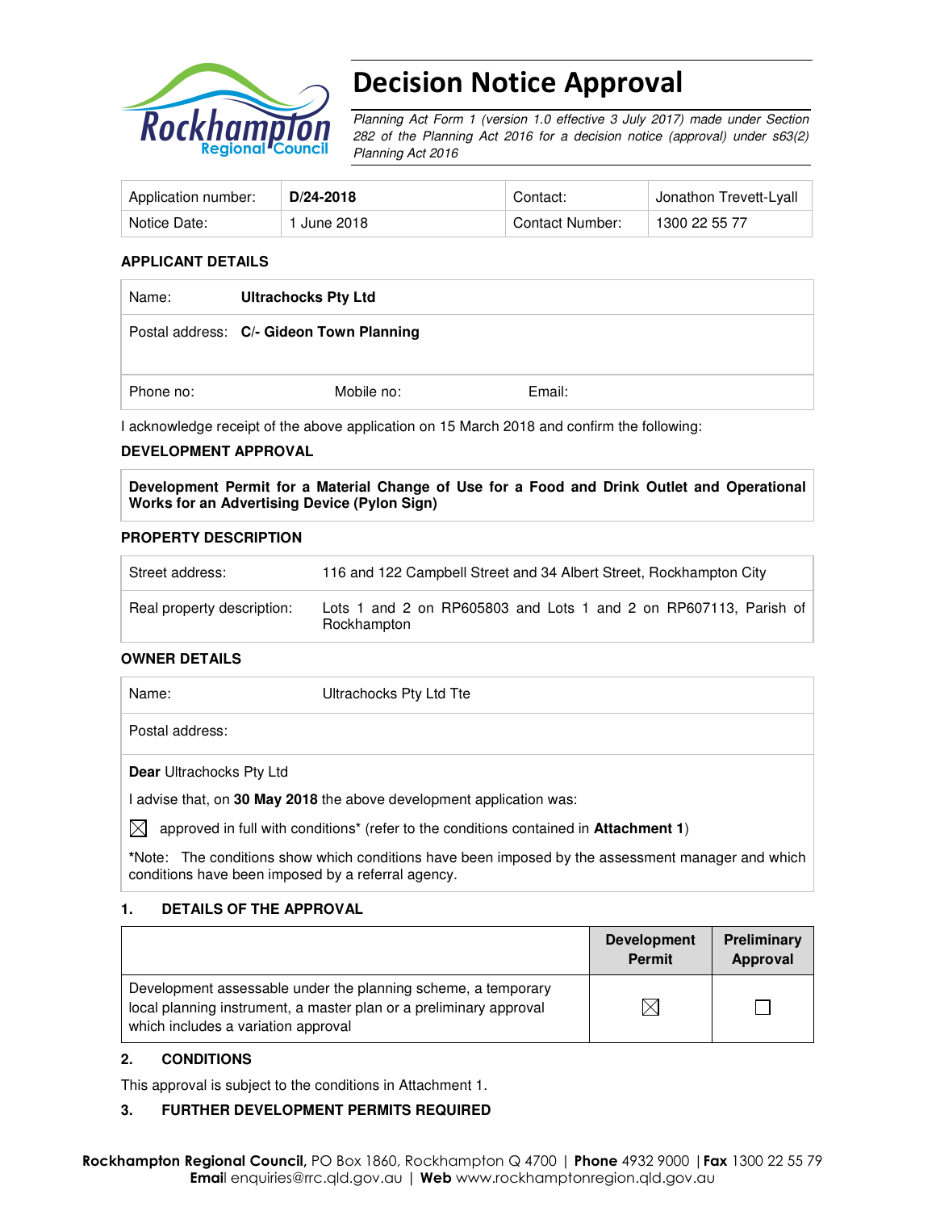# Decision Notice Approval

*Planning Act Form 1 (version 1.0 effective 3 July 2017) made under Section 282 of the Planning Act 2016 for a decision notice (approval) under s63(2) Planning Act 2016*

| Application number: | **D/24-2018** | Contact: | Jonathon Trevett-Lyall |
|---|---|---|---|
| Notice Date: | 1 June 2018 | Contact Number: | 1300 22 55 77 |

**APPLICANT DETAILS**

| Name: | **Ultrachocks Pty Ltd** | |
|---|---|---|
| Postal address: | **C/- Gideon Town Planning** | |
| Phone no: | Mobile no: | Email: |

I acknowledge receipt of the above application on 15 March 2018 and confirm the following:

**DEVELOPMENT APPROVAL**

**Development Permit for a Material Change of Use for a Food and Drink Outlet and Operational Works for an Advertising Device (Pylon Sign)**

**PROPERTY DESCRIPTION**

| Street address: | 116 and 122 Campbell Street and 34 Albert Street, Rockhampton City |
|---|---|
| Real property description: | Lots 1 and 2 on RP605803 and Lots 1 and 2 on RP607113, Parish of Rockhampton |

**OWNER DETAILS**

| Name: | Ultrachocks Pty Ltd Tte |
|---|---|
| Postal address: | |

**Dear** Ultrachocks Pty Ltd

I advise that, on **30 May 2018** the above development application was:

☒ approved in full with conditions* (refer to the conditions contained in **Attachment 1**)

***Note:** The conditions show which conditions have been imposed by the assessment manager and which conditions have been imposed by a referral agency.

**1. DETAILS OF THE APPROVAL**

| | Development Permit | Preliminary Approval |
|---|---|---|
| Development assessable under the planning scheme, a temporary local planning instrument, a master plan or a preliminary approval which includes a variation approval | ☒ | ☐ |

**2. CONDITIONS**

This approval is subject to the conditions in Attachment 1.

**3. FURTHER DEVELOPMENT PERMITS REQUIRED**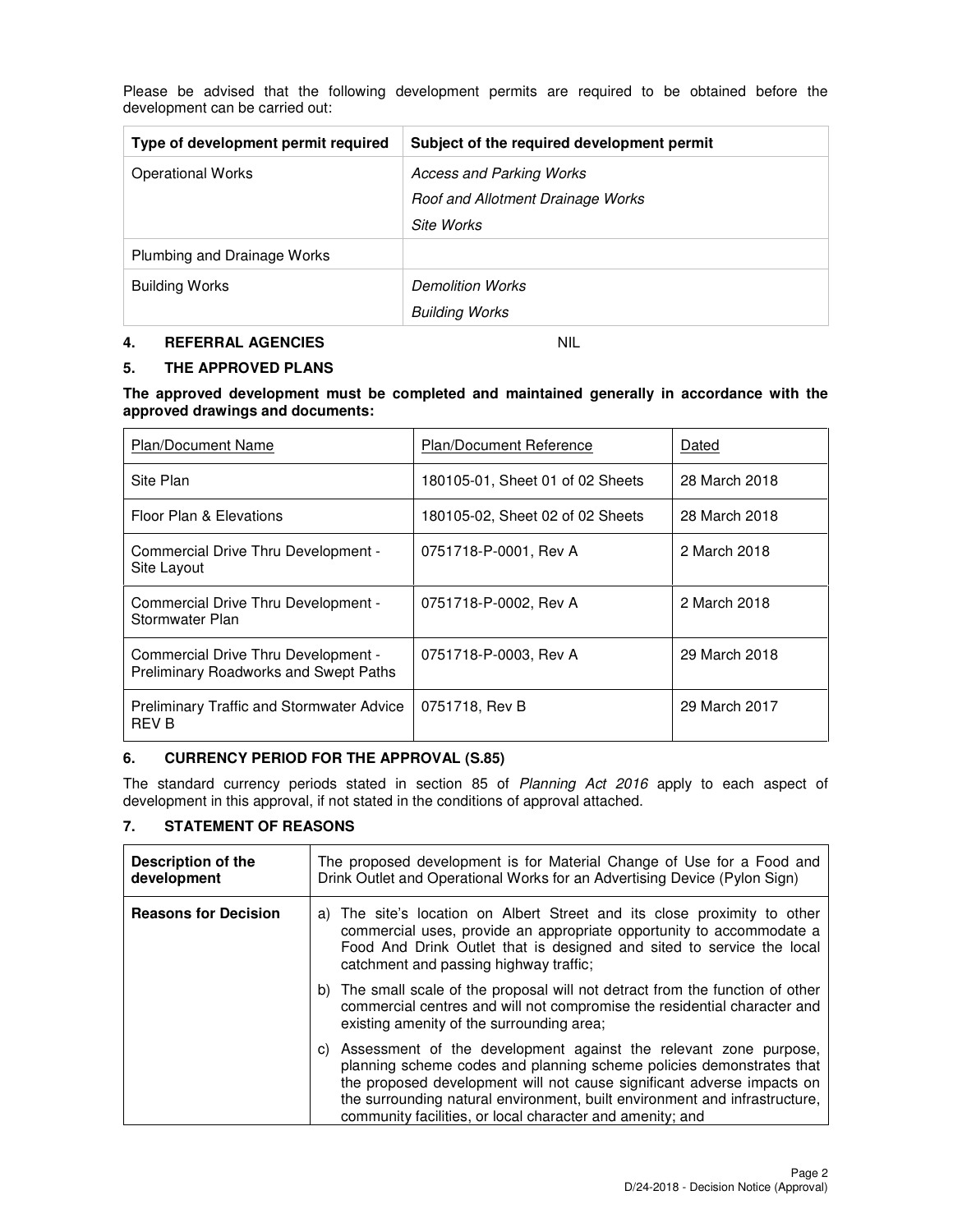Please be advised that the following development permits are required to be obtained before the development can be carried out:

| Type of development permit required | Subject of the required development permit |
|---|---|
| Operational Works | *Access and Parking Works*<br>*Roof and Allotment Drainage Works*<br>*Site Works* |
| Plumbing and Drainage Works | |
| Building Works | *Demolition Works*<br>*Building Works* |

## 4. REFERRAL AGENCIES

NIL

## 5. THE APPROVED PLANS

**The approved development must be completed and maintained generally in accordance with the approved drawings and documents:**

| Plan/Document Name | Plan/Document Reference | Dated |
|---|---|---|
| Site Plan | 180105-01, Sheet 01 of 02 Sheets | 28 March 2018 |
| Floor Plan & Elevations | 180105-02, Sheet 02 of 02 Sheets | 28 March 2018 |
| Commercial Drive Thru Development - Site Layout | 0751718-P-0001, Rev A | 2 March 2018 |
| Commercial Drive Thru Development - Stormwater Plan | 0751718-P-0002, Rev A | 2 March 2018 |
| Commercial Drive Thru Development - Preliminary Roadworks and Swept Paths | 0751718-P-0003, Rev A | 29 March 2018 |
| Preliminary Traffic and Stormwater Advice REV B | 0751718, Rev B | 29 March 2017 |

## 6. CURRENCY PERIOD FOR THE APPROVAL (S.85)

The standard currency periods stated in section 85 of *Planning Act 2016* apply to each aspect of development in this approval, if not stated in the conditions of approval attached.

## 7. STATEMENT OF REASONS

| **Description of the development** | The proposed development is for Material Change of Use for a Food and Drink Outlet and Operational Works for an Advertising Device (Pylon Sign) |
|---|---|
| **Reasons for Decision** | a) The site's location on Albert Street and its close proximity to other commercial uses, provide an appropriate opportunity to accommodate a Food And Drink Outlet that is designed and sited to service the local catchment and passing highway traffic;<br>b) The small scale of the proposal will not detract from the function of other commercial centres and will not compromise the residential character and existing amenity of the surrounding area;<br>c) Assessment of the development against the relevant zone purpose, planning scheme codes and planning scheme policies demonstrates that the proposed development will not cause significant adverse impacts on the surrounding natural environment, built environment and infrastructure, community facilities, or local character and amenity; and |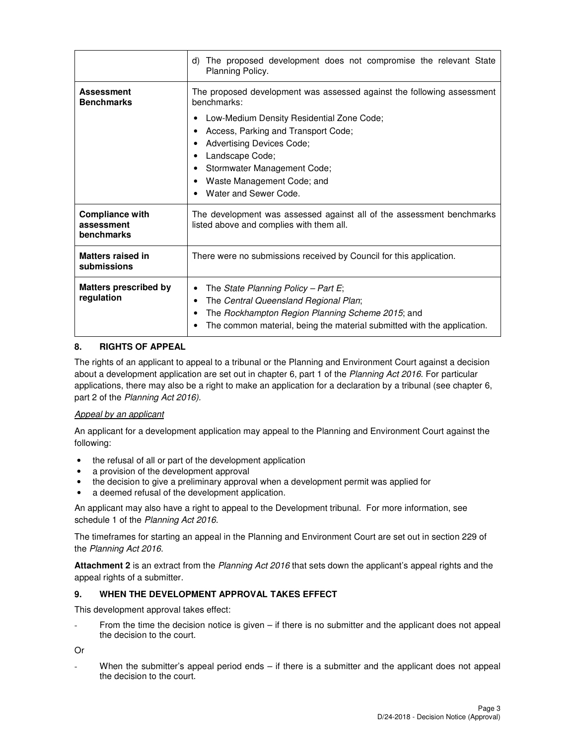|  |  |
| --- | --- |
|  | d) The proposed development does not compromise the relevant State Planning Policy. |
| **Assessment Benchmarks** | The proposed development was assessed against the following assessment benchmarks:<br>• Low-Medium Density Residential Zone Code;<br>• Access, Parking and Transport Code;<br>• Advertising Devices Code;<br>• Landscape Code;<br>• Stormwater Management Code;<br>• Waste Management Code; and<br>• Water and Sewer Code. |
| **Compliance with assessment benchmarks** | The development was assessed against all of the assessment benchmarks listed above and complies with them all. |
| **Matters raised in submissions** | There were no submissions received by Council for this application. |
| **Matters prescribed by regulation** | • The *State Planning Policy – Part E*;<br>• The *Central Queensland Regional Plan*;<br>• The *Rockhampton Region Planning Scheme 2015*; and<br>• The common material, being the material submitted with the application. |

## 8. RIGHTS OF APPEAL

The rights of an applicant to appeal to a tribunal or the Planning and Environment Court against a decision about a development application are set out in chapter 6, part 1 of the *Planning Act 2016*. For particular applications, there may also be a right to make an application for a declaration by a tribunal (see chapter 6, part 2 of the *Planning Act 2016).*

*Appeal by an applicant*

An applicant for a development application may appeal to the Planning and Environment Court against the following:

- the refusal of all or part of the development application
- a provision of the development approval
- the decision to give a preliminary approval when a development permit was applied for
- a deemed refusal of the development application.

An applicant may also have a right to appeal to the Development tribunal. For more information, see schedule 1 of the *Planning Act 2016*.

The timeframes for starting an appeal in the Planning and Environment Court are set out in section 229 of the *Planning Act 2016*.

**Attachment 2** is an extract from the *Planning Act 2016* that sets down the applicant's appeal rights and the appeal rights of a submitter.

## 9. WHEN THE DEVELOPMENT APPROVAL TAKES EFFECT

This development approval takes effect:

- From the time the decision notice is given – if there is no submitter and the applicant does not appeal the decision to the court.

Or

- When the submitter's appeal period ends – if there is a submitter and the applicant does not appeal the decision to the court.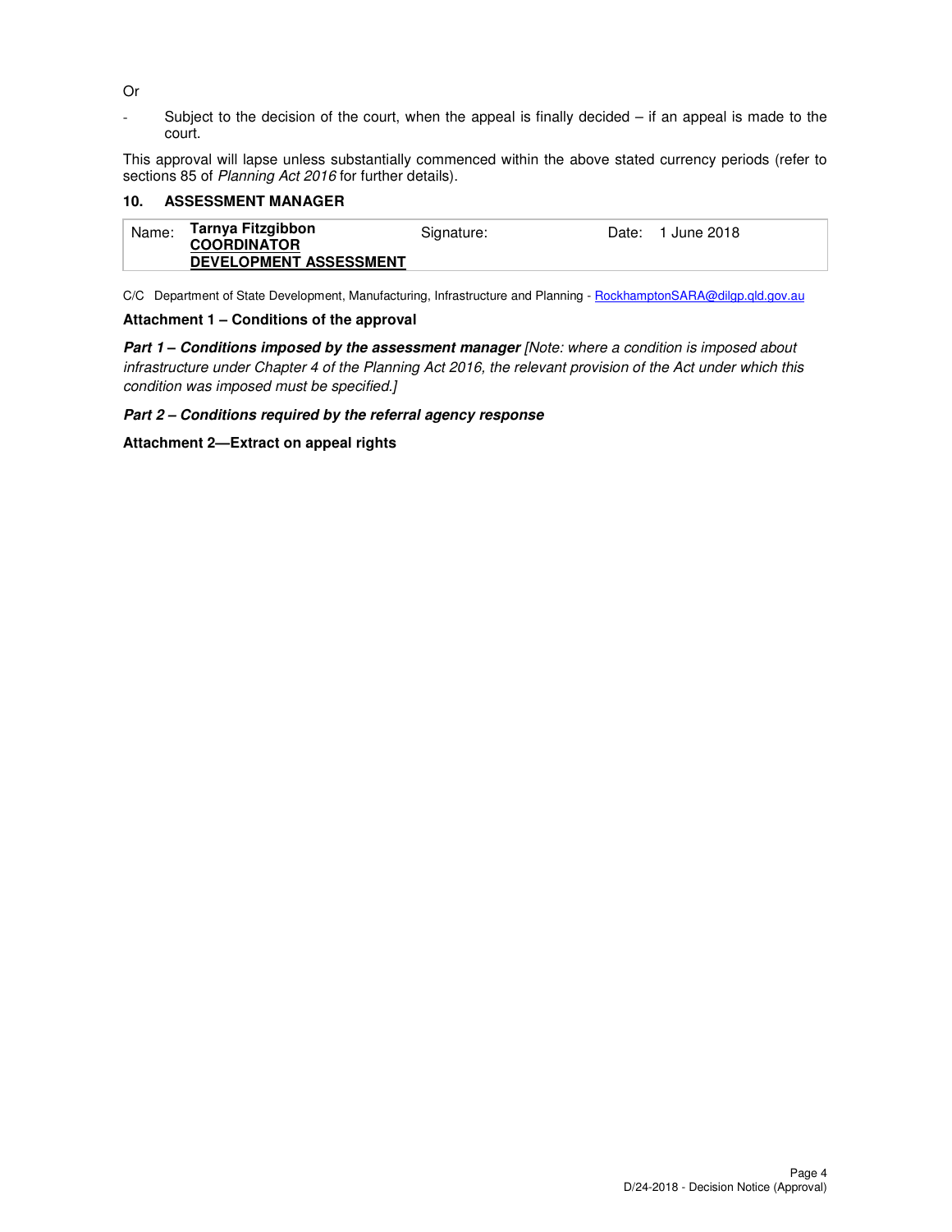Or

- Subject to the decision of the court, when the appeal is finally decided – if an appeal is made to the court.

This approval will lapse unless substantially commenced within the above stated currency periods (refer to sections 85 of *Planning Act 2016* for further details).

### 10. ASSESSMENT MANAGER

| Name: | **Tarnya Fitzgibbon**<br>**COORDINATOR**<br>**DEVELOPMENT ASSESSMENT** | Signature: | Date: 1 June 2018 |
|---|---|---|---|

C/C Department of State Development, Manufacturing, Infrastructure and Planning - RockhamptonSARA@dilgp.qld.gov.au

**Attachment 1 – Conditions of the approval**

***Part 1 – Conditions imposed by the assessment manager*** *[Note: where a condition is imposed about infrastructure under Chapter 4 of the Planning Act 2016, the relevant provision of the Act under which this condition was imposed must be specified.]*

***Part 2 – Conditions required by the referral agency response***

**Attachment 2—Extract on appeal rights**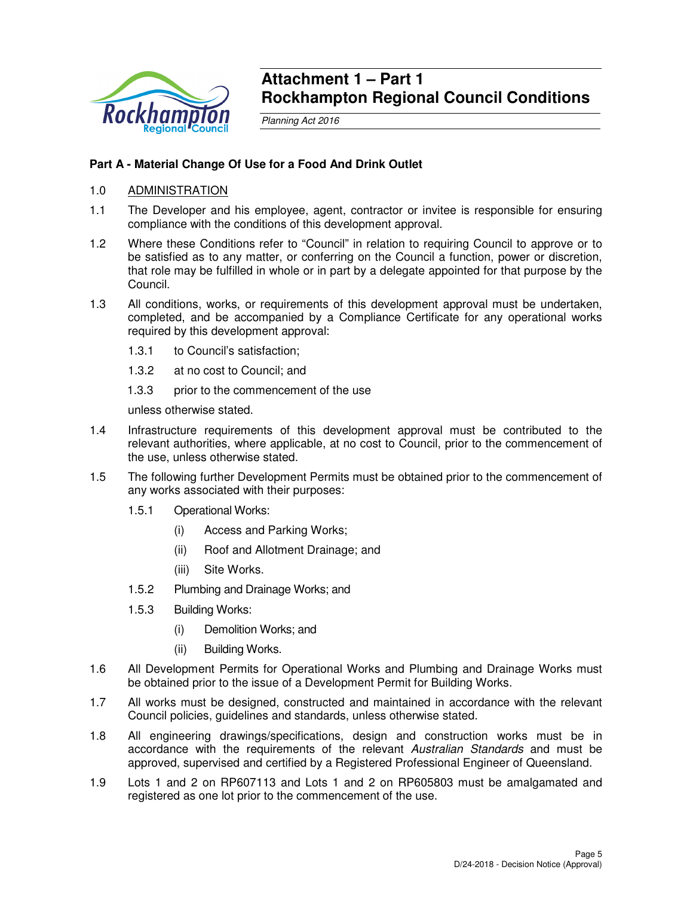# Attachment 1 – Part 1
# Rockhampton Regional Council Conditions

*Planning Act 2016*

## Part A - Material Change Of Use for a Food And Drink Outlet

1.0 ADMINISTRATION

1.1 The Developer and his employee, agent, contractor or invitee is responsible for ensuring compliance with the conditions of this development approval.

1.2 Where these Conditions refer to "Council" in relation to requiring Council to approve or to be satisfied as to any matter, or conferring on the Council a function, power or discretion, that role may be fulfilled in whole or in part by a delegate appointed for that purpose by the Council.

1.3 All conditions, works, or requirements of this development approval must be undertaken, completed, and be accompanied by a Compliance Certificate for any operational works required by this development approval:

- 1.3.1 to Council's satisfaction;
- 1.3.2 at no cost to Council; and
- 1.3.3 prior to the commencement of the use

unless otherwise stated.

1.4 Infrastructure requirements of this development approval must be contributed to the relevant authorities, where applicable, at no cost to Council, prior to the commencement of the use, unless otherwise stated.

1.5 The following further Development Permits must be obtained prior to the commencement of any works associated with their purposes:

- 1.5.1 Operational Works:
  - (i) Access and Parking Works;
  - (ii) Roof and Allotment Drainage; and
  - (iii) Site Works.
- 1.5.2 Plumbing and Drainage Works; and
- 1.5.3 Building Works:
  - (i) Demolition Works; and
  - (ii) Building Works.

1.6 All Development Permits for Operational Works and Plumbing and Drainage Works must be obtained prior to the issue of a Development Permit for Building Works.

1.7 All works must be designed, constructed and maintained in accordance with the relevant Council policies, guidelines and standards, unless otherwise stated.

1.8 All engineering drawings/specifications, design and construction works must be in accordance with the requirements of the relevant *Australian Standards* and must be approved, supervised and certified by a Registered Professional Engineer of Queensland.

1.9 Lots 1 and 2 on RP607113 and Lots 1 and 2 on RP605803 must be amalgamated and registered as one lot prior to the commencement of the use.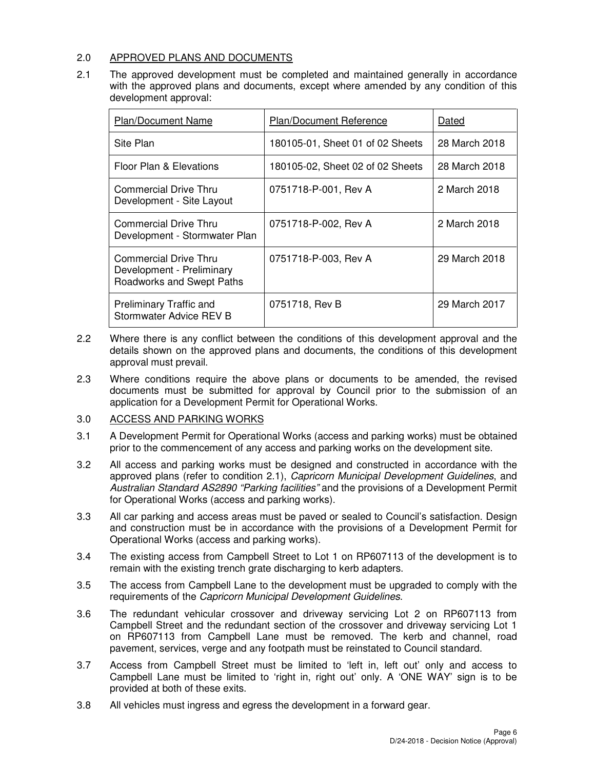## 2.0 APPROVED PLANS AND DOCUMENTS

2.1 The approved development must be completed and maintained generally in accordance with the approved plans and documents, except where amended by any condition of this development approval:

| Plan/Document Name | Plan/Document Reference | Dated |
|---|---|---|
| Site Plan | 180105-01, Sheet 01 of 02 Sheets | 28 March 2018 |
| Floor Plan & Elevations | 180105-02, Sheet 02 of 02 Sheets | 28 March 2018 |
| Commercial Drive Thru Development - Site Layout | 0751718-P-001, Rev A | 2 March 2018 |
| Commercial Drive Thru Development - Stormwater Plan | 0751718-P-002, Rev A | 2 March 2018 |
| Commercial Drive Thru Development - Preliminary Roadworks and Swept Paths | 0751718-P-003, Rev A | 29 March 2018 |
| Preliminary Traffic and Stormwater Advice REV B | 0751718, Rev B | 29 March 2017 |

2.2 Where there is any conflict between the conditions of this development approval and the details shown on the approved plans and documents, the conditions of this development approval must prevail.

2.3 Where conditions require the above plans or documents to be amended, the revised documents must be submitted for approval by Council prior to the submission of an application for a Development Permit for Operational Works.

## 3.0 ACCESS AND PARKING WORKS

3.1 A Development Permit for Operational Works (access and parking works) must be obtained prior to the commencement of any access and parking works on the development site.

3.2 All access and parking works must be designed and constructed in accordance with the approved plans (refer to condition 2.1), *Capricorn Municipal Development Guidelines*, and *Australian Standard AS2890 "Parking facilities"* and the provisions of a Development Permit for Operational Works (access and parking works).

3.3 All car parking and access areas must be paved or sealed to Council's satisfaction. Design and construction must be in accordance with the provisions of a Development Permit for Operational Works (access and parking works).

3.4 The existing access from Campbell Street to Lot 1 on RP607113 of the development is to remain with the existing trench grate discharging to kerb adapters.

3.5 The access from Campbell Lane to the development must be upgraded to comply with the requirements of the *Capricorn Municipal Development Guidelines*.

3.6 The redundant vehicular crossover and driveway servicing Lot 2 on RP607113 from Campbell Street and the redundant section of the crossover and driveway servicing Lot 1 on RP607113 from Campbell Lane must be removed. The kerb and channel, road pavement, services, verge and any footpath must be reinstated to Council standard.

3.7 Access from Campbell Street must be limited to 'left in, left out' only and access to Campbell Lane must be limited to 'right in, right out' only. A 'ONE WAY' sign is to be provided at both of these exits.

3.8 All vehicles must ingress and egress the development in a forward gear.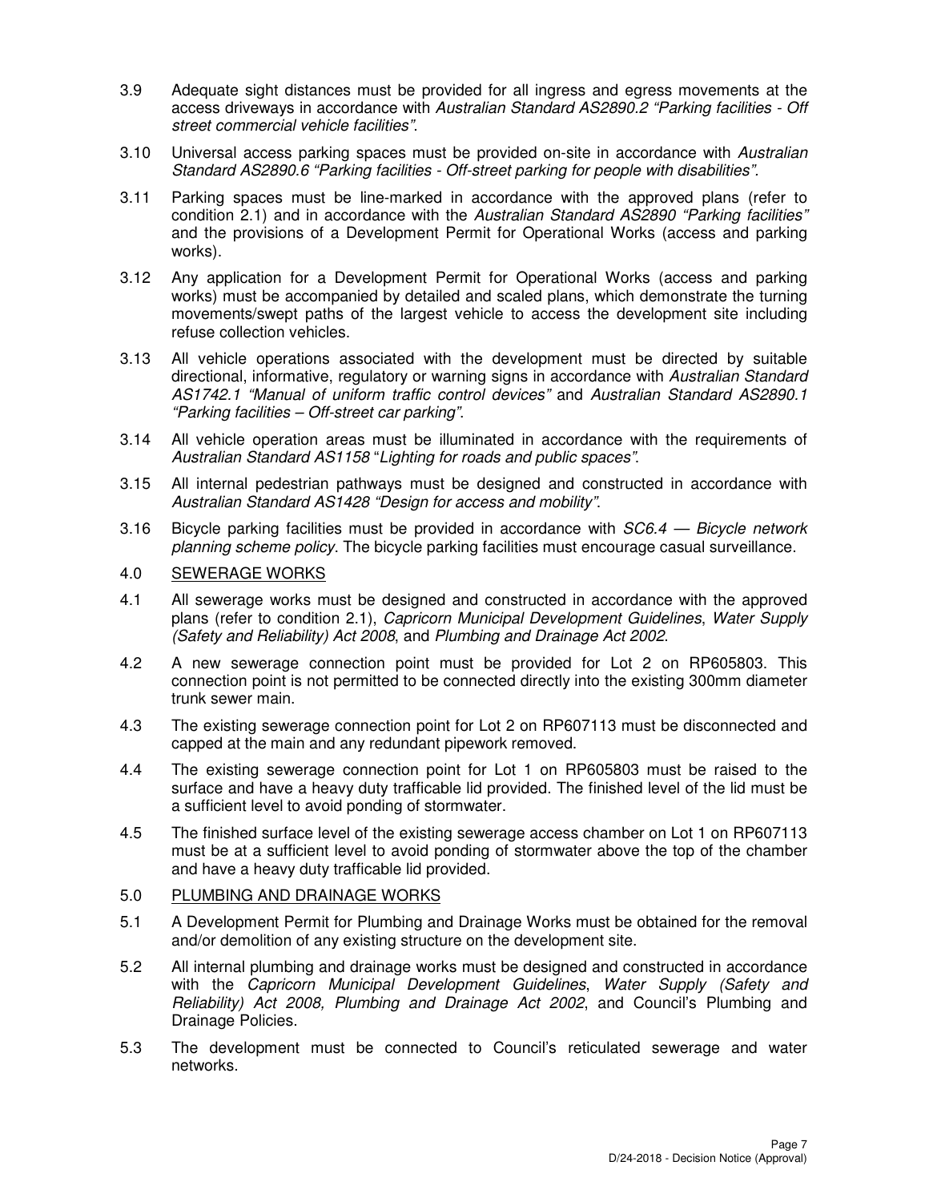3.9 Adequate sight distances must be provided for all ingress and egress movements at the access driveways in accordance with *Australian Standard AS2890.2 "Parking facilities - Off street commercial vehicle facilities"*.

3.10 Universal access parking spaces must be provided on-site in accordance with *Australian Standard AS2890.6 "Parking facilities - Off-street parking for people with disabilities"*.

3.11 Parking spaces must be line-marked in accordance with the approved plans (refer to condition 2.1) and in accordance with the *Australian Standard AS2890 "Parking facilities"* and the provisions of a Development Permit for Operational Works (access and parking works).

3.12 Any application for a Development Permit for Operational Works (access and parking works) must be accompanied by detailed and scaled plans, which demonstrate the turning movements/swept paths of the largest vehicle to access the development site including refuse collection vehicles.

3.13 All vehicle operations associated with the development must be directed by suitable directional, informative, regulatory or warning signs in accordance with *Australian Standard AS1742.1 "Manual of uniform traffic control devices"* and *Australian Standard AS2890.1 "Parking facilities – Off-street car parking"*.

3.14 All vehicle operation areas must be illuminated in accordance with the requirements of *Australian Standard AS1158 "Lighting for roads and public spaces"*.

3.15 All internal pedestrian pathways must be designed and constructed in accordance with *Australian Standard AS1428 "Design for access and mobility"*.

3.16 Bicycle parking facilities must be provided in accordance with *SC6.4 — Bicycle network planning scheme policy*. The bicycle parking facilities must encourage casual surveillance.

4.0 SEWERAGE WORKS

4.1 All sewerage works must be designed and constructed in accordance with the approved plans (refer to condition 2.1), *Capricorn Municipal Development Guidelines*, *Water Supply (Safety and Reliability) Act 2008*, and *Plumbing and Drainage Act 2002*.

4.2 A new sewerage connection point must be provided for Lot 2 on RP605803. This connection point is not permitted to be connected directly into the existing 300mm diameter trunk sewer main.

4.3 The existing sewerage connection point for Lot 2 on RP607113 must be disconnected and capped at the main and any redundant pipework removed.

4.4 The existing sewerage connection point for Lot 1 on RP605803 must be raised to the surface and have a heavy duty trafficable lid provided. The finished level of the lid must be a sufficient level to avoid ponding of stormwater.

4.5 The finished surface level of the existing sewerage access chamber on Lot 1 on RP607113 must be at a sufficient level to avoid ponding of stormwater above the top of the chamber and have a heavy duty trafficable lid provided.

5.0 PLUMBING AND DRAINAGE WORKS

5.1 A Development Permit for Plumbing and Drainage Works must be obtained for the removal and/or demolition of any existing structure on the development site.

5.2 All internal plumbing and drainage works must be designed and constructed in accordance with the *Capricorn Municipal Development Guidelines*, *Water Supply (Safety and Reliability) Act 2008, Plumbing and Drainage Act 2002*, and Council's Plumbing and Drainage Policies.

5.3 The development must be connected to Council's reticulated sewerage and water networks.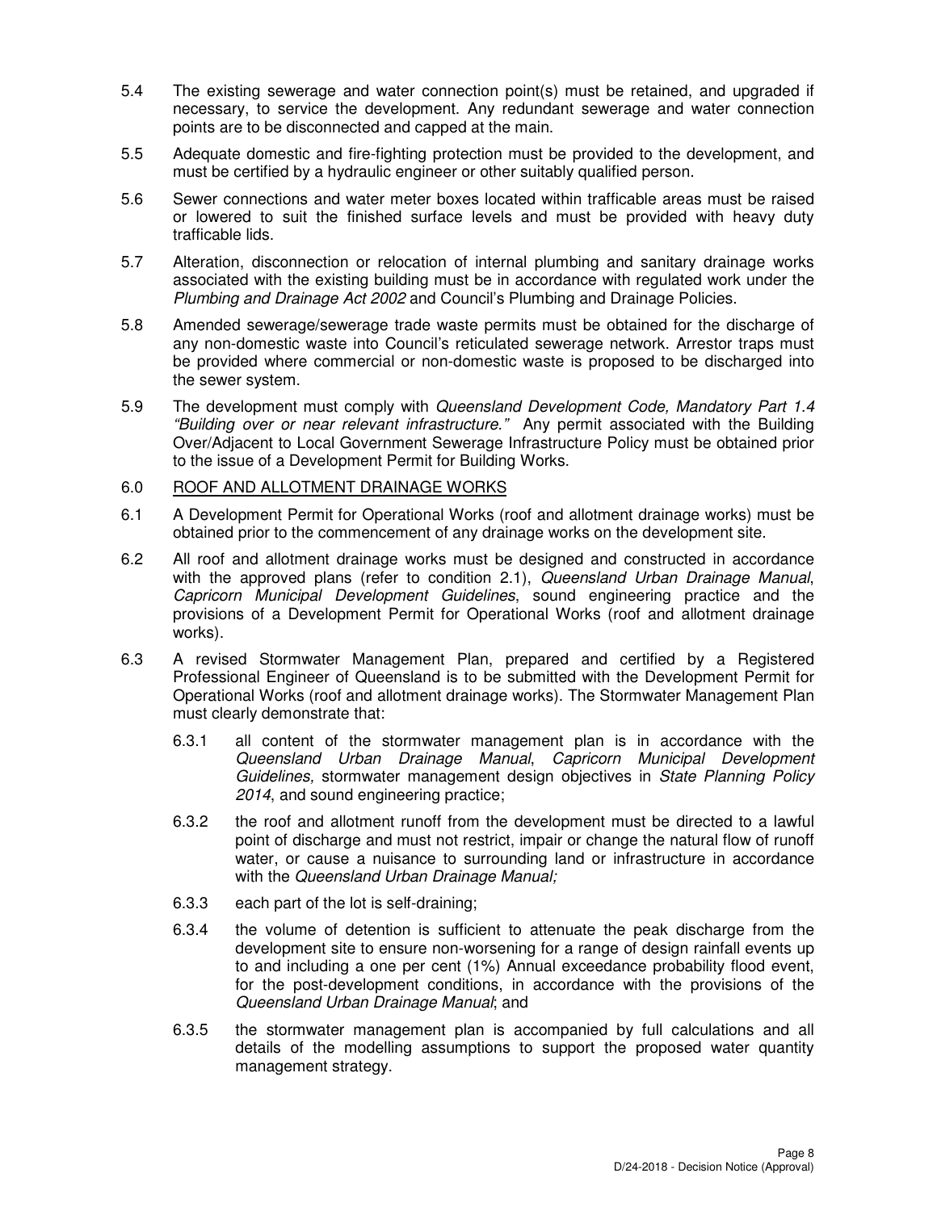5.4 The existing sewerage and water connection point(s) must be retained, and upgraded if necessary, to service the development. Any redundant sewerage and water connection points are to be disconnected and capped at the main.

5.5 Adequate domestic and fire-fighting protection must be provided to the development, and must be certified by a hydraulic engineer or other suitably qualified person.

5.6 Sewer connections and water meter boxes located within trafficable areas must be raised or lowered to suit the finished surface levels and must be provided with heavy duty trafficable lids.

5.7 Alteration, disconnection or relocation of internal plumbing and sanitary drainage works associated with the existing building must be in accordance with regulated work under the *Plumbing and Drainage Act 2002* and Council's Plumbing and Drainage Policies.

5.8 Amended sewerage/sewerage trade waste permits must be obtained for the discharge of any non-domestic waste into Council's reticulated sewerage network. Arrestor traps must be provided where commercial or non-domestic waste is proposed to be discharged into the sewer system.

5.9 The development must comply with *Queensland Development Code, Mandatory Part 1.4 "Building over or near relevant infrastructure."* Any permit associated with the Building Over/Adjacent to Local Government Sewerage Infrastructure Policy must be obtained prior to the issue of a Development Permit for Building Works.

6.0 ROOF AND ALLOTMENT DRAINAGE WORKS

6.1 A Development Permit for Operational Works (roof and allotment drainage works) must be obtained prior to the commencement of any drainage works on the development site.

6.2 All roof and allotment drainage works must be designed and constructed in accordance with the approved plans (refer to condition 2.1), *Queensland Urban Drainage Manual*, *Capricorn Municipal Development Guidelines*, sound engineering practice and the provisions of a Development Permit for Operational Works (roof and allotment drainage works).

6.3 A revised Stormwater Management Plan, prepared and certified by a Registered Professional Engineer of Queensland is to be submitted with the Development Permit for Operational Works (roof and allotment drainage works). The Stormwater Management Plan must clearly demonstrate that:

6.3.1 all content of the stormwater management plan is in accordance with the *Queensland Urban Drainage Manual*, *Capricorn Municipal Development Guidelines,* stormwater management design objectives in *State Planning Policy 2014*, and sound engineering practice;

6.3.2 the roof and allotment runoff from the development must be directed to a lawful point of discharge and must not restrict, impair or change the natural flow of runoff water, or cause a nuisance to surrounding land or infrastructure in accordance with the *Queensland Urban Drainage Manual;*

6.3.3 each part of the lot is self-draining;

6.3.4 the volume of detention is sufficient to attenuate the peak discharge from the development site to ensure non-worsening for a range of design rainfall events up to and including a one per cent (1%) Annual exceedance probability flood event, for the post-development conditions, in accordance with the provisions of the *Queensland Urban Drainage Manual*; and

6.3.5 the stormwater management plan is accompanied by full calculations and all details of the modelling assumptions to support the proposed water quantity management strategy.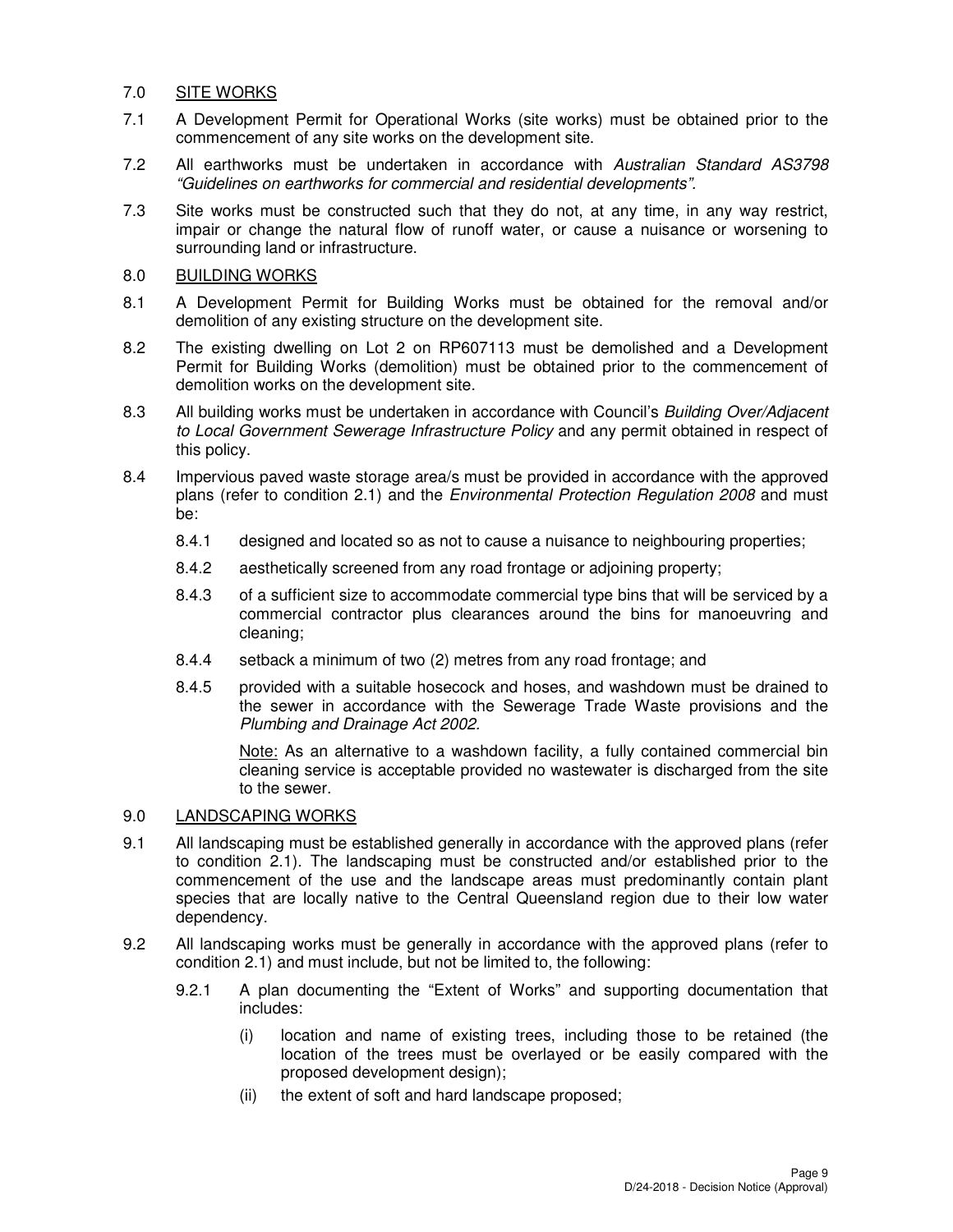## 7.0 SITE WORKS

7.1 A Development Permit for Operational Works (site works) must be obtained prior to the commencement of any site works on the development site.

7.2 All earthworks must be undertaken in accordance with *Australian Standard AS3798 "Guidelines on earthworks for commercial and residential developments".*

7.3 Site works must be constructed such that they do not, at any time, in any way restrict, impair or change the natural flow of runoff water, or cause a nuisance or worsening to surrounding land or infrastructure.

## 8.0 BUILDING WORKS

8.1 A Development Permit for Building Works must be obtained for the removal and/or demolition of any existing structure on the development site.

8.2 The existing dwelling on Lot 2 on RP607113 must be demolished and a Development Permit for Building Works (demolition) must be obtained prior to the commencement of demolition works on the development site.

8.3 All building works must be undertaken in accordance with Council's *Building Over/Adjacent to Local Government Sewerage Infrastructure Policy* and any permit obtained in respect of this policy.

8.4 Impervious paved waste storage area/s must be provided in accordance with the approved plans (refer to condition 2.1) and the *Environmental Protection Regulation 2008* and must be:

- 8.4.1 designed and located so as not to cause a nuisance to neighbouring properties;
- 8.4.2 aesthetically screened from any road frontage or adjoining property;
- 8.4.3 of a sufficient size to accommodate commercial type bins that will be serviced by a commercial contractor plus clearances around the bins for manoeuvring and cleaning;
- 8.4.4 setback a minimum of two (2) metres from any road frontage; and
- 8.4.5 provided with a suitable hosecock and hoses, and washdown must be drained to the sewer in accordance with the Sewerage Trade Waste provisions and the *Plumbing and Drainage Act 2002.*

  Note: As an alternative to a washdown facility, a fully contained commercial bin cleaning service is acceptable provided no wastewater is discharged from the site to the sewer.

## 9.0 LANDSCAPING WORKS

9.1 All landscaping must be established generally in accordance with the approved plans (refer to condition 2.1). The landscaping must be constructed and/or established prior to the commencement of the use and the landscape areas must predominantly contain plant species that are locally native to the Central Queensland region due to their low water dependency.

9.2 All landscaping works must be generally in accordance with the approved plans (refer to condition 2.1) and must include, but not be limited to, the following:

- 9.2.1 A plan documenting the "Extent of Works" and supporting documentation that includes:
  - (i) location and name of existing trees, including those to be retained (the location of the trees must be overlayed or be easily compared with the proposed development design);
  - (ii) the extent of soft and hard landscape proposed;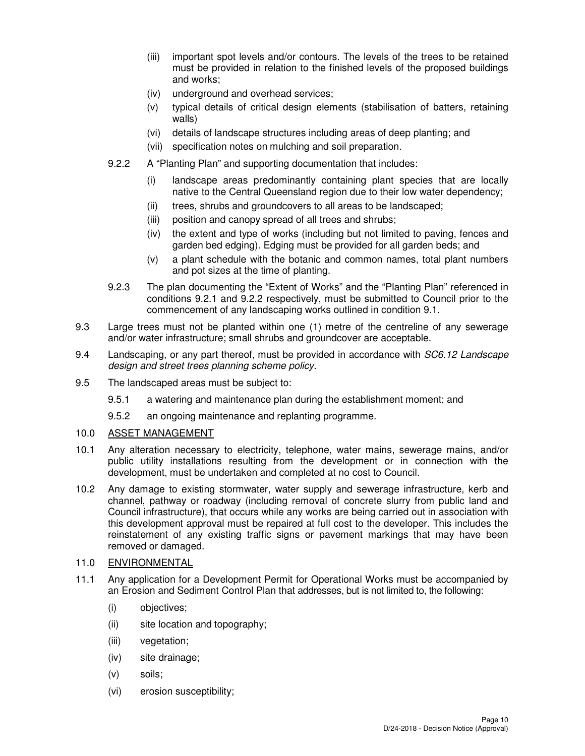(iii) important spot levels and/or contours. The levels of the trees to be retained must be provided in relation to the finished levels of the proposed buildings and works;

(iv) underground and overhead services;

(v) typical details of critical design elements (stabilisation of batters, retaining walls)

(vi) details of landscape structures including areas of deep planting; and

(vii) specification notes on mulching and soil preparation.

9.2.2 A "Planting Plan" and supporting documentation that includes:

(i) landscape areas predominantly containing plant species that are locally native to the Central Queensland region due to their low water dependency;

(ii) trees, shrubs and groundcovers to all areas to be landscaped;

(iii) position and canopy spread of all trees and shrubs;

(iv) the extent and type of works (including but not limited to paving, fences and garden bed edging). Edging must be provided for all garden beds; and

(v) a plant schedule with the botanic and common names, total plant numbers and pot sizes at the time of planting.

9.2.3 The plan documenting the "Extent of Works" and the "Planting Plan" referenced in conditions 9.2.1 and 9.2.2 respectively, must be submitted to Council prior to the commencement of any landscaping works outlined in condition 9.1.

9.3 Large trees must not be planted within one (1) metre of the centreline of any sewerage and/or water infrastructure; small shrubs and groundcover are acceptable.

9.4 Landscaping, or any part thereof, must be provided in accordance with *SC6.12 Landscape design and street trees planning scheme policy*.

9.5 The landscaped areas must be subject to:

9.5.1 a watering and maintenance plan during the establishment moment; and

9.5.2 an ongoing maintenance and replanting programme.

10.0 <u>ASSET MANAGEMENT</u>

10.1 Any alteration necessary to electricity, telephone, water mains, sewerage mains, and/or public utility installations resulting from the development or in connection with the development, must be undertaken and completed at no cost to Council.

10.2 Any damage to existing stormwater, water supply and sewerage infrastructure, kerb and channel, pathway or roadway (including removal of concrete slurry from public land and Council infrastructure), that occurs while any works are being carried out in association with this development approval must be repaired at full cost to the developer. This includes the reinstatement of any existing traffic signs or pavement markings that may have been removed or damaged.

11.0 <u>ENVIRONMENTAL</u>

11.1 Any application for a Development Permit for Operational Works must be accompanied by an Erosion and Sediment Control Plan that addresses, but is not limited to, the following:

(i) objectives;

(ii) site location and topography;

(iii) vegetation;

(iv) site drainage;

(v) soils;

(vi) erosion susceptibility;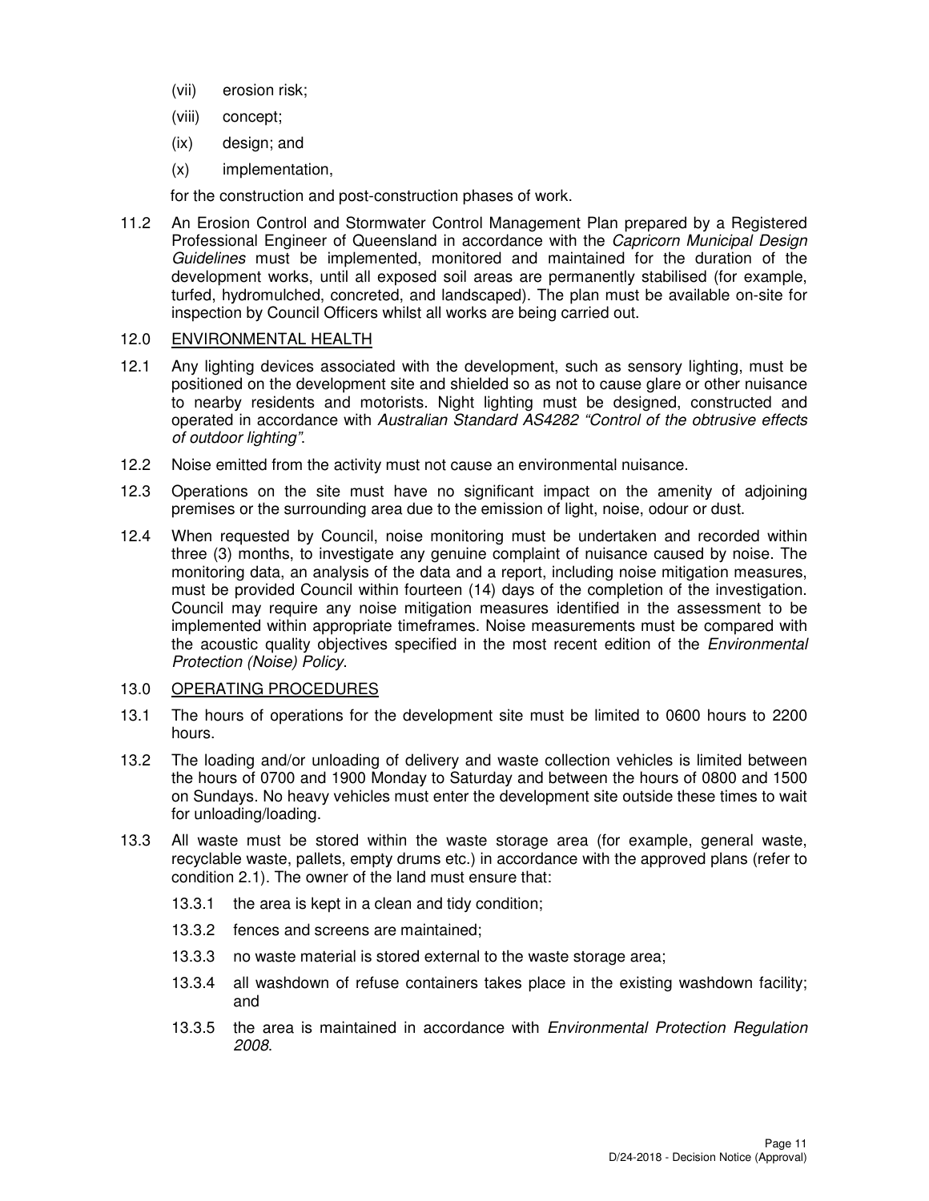(vii) erosion risk;

(viii) concept;

(ix) design; and

(x) implementation,

for the construction and post-construction phases of work.

11.2 An Erosion Control and Stormwater Control Management Plan prepared by a Registered Professional Engineer of Queensland in accordance with the *Capricorn Municipal Design Guidelines* must be implemented, monitored and maintained for the duration of the development works, until all exposed soil areas are permanently stabilised (for example, turfed, hydromulched, concreted, and landscaped). The plan must be available on-site for inspection by Council Officers whilst all works are being carried out.

12.0 <u>ENVIRONMENTAL HEALTH</u>

12.1 Any lighting devices associated with the development, such as sensory lighting, must be positioned on the development site and shielded so as not to cause glare or other nuisance to nearby residents and motorists. Night lighting must be designed, constructed and operated in accordance with *Australian Standard AS4282 "Control of the obtrusive effects of outdoor lighting"*.

12.2 Noise emitted from the activity must not cause an environmental nuisance.

12.3 Operations on the site must have no significant impact on the amenity of adjoining premises or the surrounding area due to the emission of light, noise, odour or dust.

12.4 When requested by Council, noise monitoring must be undertaken and recorded within three (3) months, to investigate any genuine complaint of nuisance caused by noise. The monitoring data, an analysis of the data and a report, including noise mitigation measures, must be provided Council within fourteen (14) days of the completion of the investigation. Council may require any noise mitigation measures identified in the assessment to be implemented within appropriate timeframes. Noise measurements must be compared with the acoustic quality objectives specified in the most recent edition of the *Environmental Protection (Noise) Policy*.

13.0 <u>OPERATING PROCEDURES</u>

13.1 The hours of operations for the development site must be limited to 0600 hours to 2200 hours.

13.2 The loading and/or unloading of delivery and waste collection vehicles is limited between the hours of 0700 and 1900 Monday to Saturday and between the hours of 0800 and 1500 on Sundays. No heavy vehicles must enter the development site outside these times to wait for unloading/loading.

13.3 All waste must be stored within the waste storage area (for example, general waste, recyclable waste, pallets, empty drums etc.) in accordance with the approved plans (refer to condition 2.1). The owner of the land must ensure that:

13.3.1 the area is kept in a clean and tidy condition;

13.3.2 fences and screens are maintained;

13.3.3 no waste material is stored external to the waste storage area;

13.3.4 all washdown of refuse containers takes place in the existing washdown facility; and

13.3.5 the area is maintained in accordance with *Environmental Protection Regulation 2008*.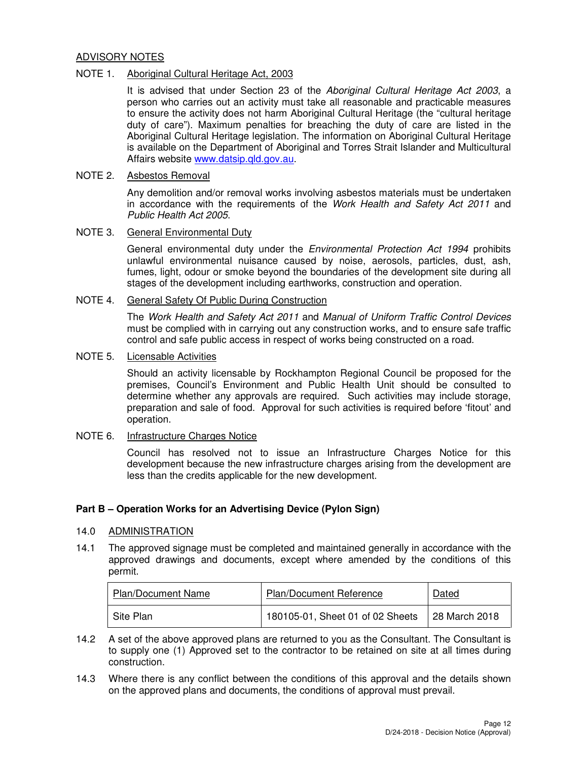## ADVISORY NOTES

NOTE 1. Aboriginal Cultural Heritage Act, 2003

It is advised that under Section 23 of the *Aboriginal Cultural Heritage Act 2003*, a person who carries out an activity must take all reasonable and practicable measures to ensure the activity does not harm Aboriginal Cultural Heritage (the "cultural heritage duty of care"). Maximum penalties for breaching the duty of care are listed in the Aboriginal Cultural Heritage legislation. The information on Aboriginal Cultural Heritage is available on the Department of Aboriginal and Torres Strait Islander and Multicultural Affairs website www.datsip.qld.gov.au.

NOTE 2. Asbestos Removal

Any demolition and/or removal works involving asbestos materials must be undertaken in accordance with the requirements of the *Work Health and Safety Act 2011* and *Public Health Act 2005*.

NOTE 3. General Environmental Duty

General environmental duty under the *Environmental Protection Act 1994* prohibits unlawful environmental nuisance caused by noise, aerosols, particles, dust, ash, fumes, light, odour or smoke beyond the boundaries of the development site during all stages of the development including earthworks, construction and operation.

NOTE 4. General Safety Of Public During Construction

The *Work Health and Safety Act 2011* and *Manual of Uniform Traffic Control Devices* must be complied with in carrying out any construction works, and to ensure safe traffic control and safe public access in respect of works being constructed on a road.

NOTE 5. Licensable Activities

Should an activity licensable by Rockhampton Regional Council be proposed for the premises, Council's Environment and Public Health Unit should be consulted to determine whether any approvals are required. Such activities may include storage, preparation and sale of food. Approval for such activities is required before 'fitout' and operation.

NOTE 6. Infrastructure Charges Notice

Council has resolved not to issue an Infrastructure Charges Notice for this development because the new infrastructure charges arising from the development are less than the credits applicable for the new development.

## Part B – Operation Works for an Advertising Device (Pylon Sign)

14.0 ADMINISTRATION

14.1 The approved signage must be completed and maintained generally in accordance with the approved drawings and documents, except where amended by the conditions of this permit.

| Plan/Document Name | Plan/Document Reference | Dated |
|---|---|---|
| Site Plan | 180105-01, Sheet 01 of 02 Sheets | 28 March 2018 |

14.2 A set of the above approved plans are returned to you as the Consultant. The Consultant is to supply one (1) Approved set to the contractor to be retained on site at all times during construction.

14.3 Where there is any conflict between the conditions of this approval and the details shown on the approved plans and documents, the conditions of approval must prevail.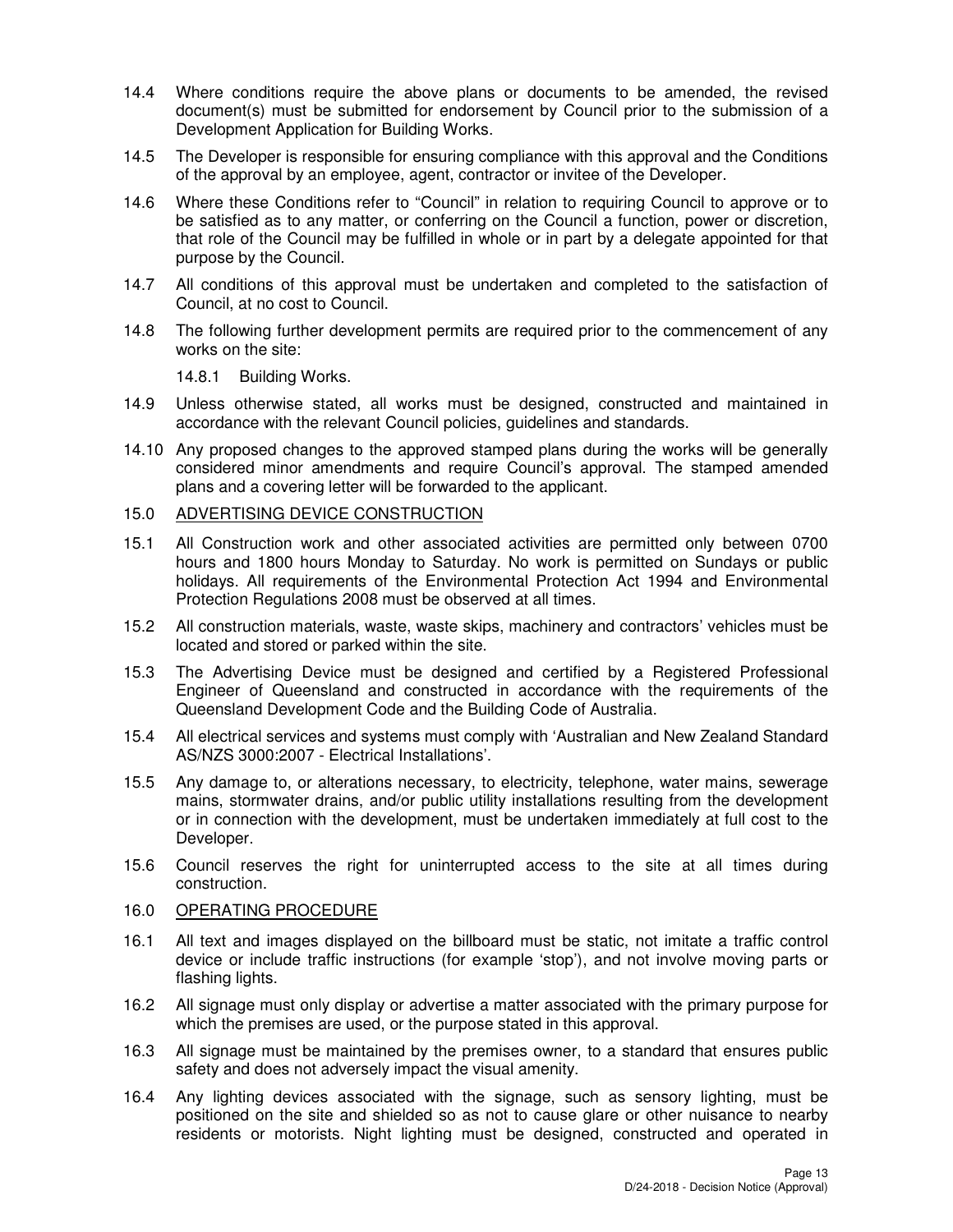14.4 Where conditions require the above plans or documents to be amended, the revised document(s) must be submitted for endorsement by Council prior to the submission of a Development Application for Building Works.

14.5 The Developer is responsible for ensuring compliance with this approval and the Conditions of the approval by an employee, agent, contractor or invitee of the Developer.

14.6 Where these Conditions refer to "Council" in relation to requiring Council to approve or to be satisfied as to any matter, or conferring on the Council a function, power or discretion, that role of the Council may be fulfilled in whole or in part by a delegate appointed for that purpose by the Council.

14.7 All conditions of this approval must be undertaken and completed to the satisfaction of Council, at no cost to Council.

14.8 The following further development permits are required prior to the commencement of any works on the site:

14.8.1 Building Works.

14.9 Unless otherwise stated, all works must be designed, constructed and maintained in accordance with the relevant Council policies, guidelines and standards.

14.10 Any proposed changes to the approved stamped plans during the works will be generally considered minor amendments and require Council's approval. The stamped amended plans and a covering letter will be forwarded to the applicant.

15.0 ADVERTISING DEVICE CONSTRUCTION

15.1 All Construction work and other associated activities are permitted only between 0700 hours and 1800 hours Monday to Saturday. No work is permitted on Sundays or public holidays. All requirements of the Environmental Protection Act 1994 and Environmental Protection Regulations 2008 must be observed at all times.

15.2 All construction materials, waste, waste skips, machinery and contractors' vehicles must be located and stored or parked within the site.

15.3 The Advertising Device must be designed and certified by a Registered Professional Engineer of Queensland and constructed in accordance with the requirements of the Queensland Development Code and the Building Code of Australia.

15.4 All electrical services and systems must comply with 'Australian and New Zealand Standard AS/NZS 3000:2007 - Electrical Installations'.

15.5 Any damage to, or alterations necessary, to electricity, telephone, water mains, sewerage mains, stormwater drains, and/or public utility installations resulting from the development or in connection with the development, must be undertaken immediately at full cost to the Developer.

15.6 Council reserves the right for uninterrupted access to the site at all times during construction.

16.0 OPERATING PROCEDURE

16.1 All text and images displayed on the billboard must be static, not imitate a traffic control device or include traffic instructions (for example 'stop'), and not involve moving parts or flashing lights.

16.2 All signage must only display or advertise a matter associated with the primary purpose for which the premises are used, or the purpose stated in this approval.

16.3 All signage must be maintained by the premises owner, to a standard that ensures public safety and does not adversely impact the visual amenity.

16.4 Any lighting devices associated with the signage, such as sensory lighting, must be positioned on the site and shielded so as not to cause glare or other nuisance to nearby residents or motorists. Night lighting must be designed, constructed and operated in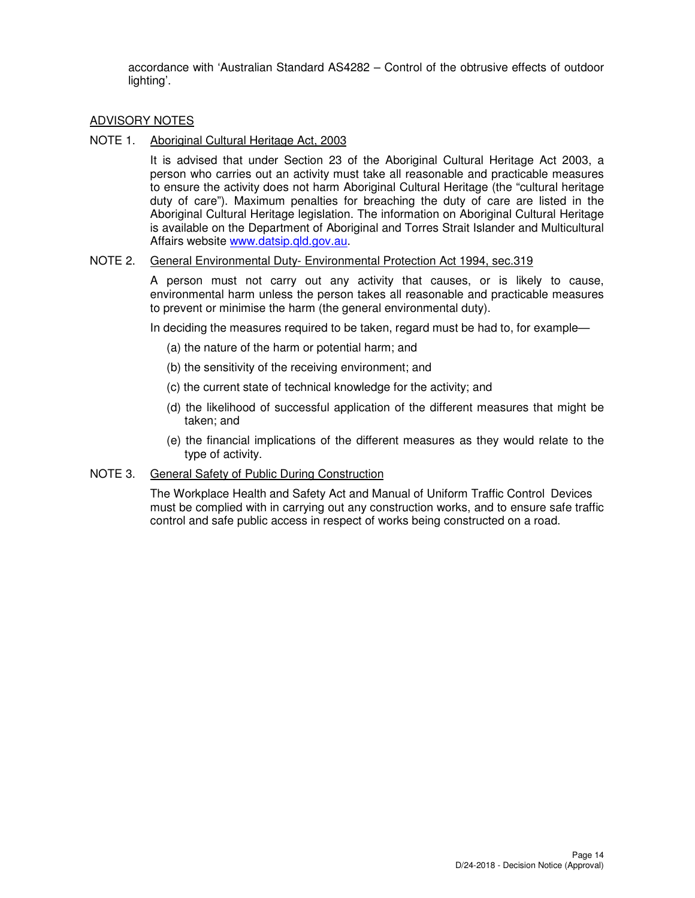accordance with 'Australian Standard AS4282 – Control of the obtrusive effects of outdoor lighting'.

## ADVISORY NOTES

NOTE 1. Aboriginal Cultural Heritage Act, 2003

It is advised that under Section 23 of the Aboriginal Cultural Heritage Act 2003, a person who carries out an activity must take all reasonable and practicable measures to ensure the activity does not harm Aboriginal Cultural Heritage (the "cultural heritage duty of care"). Maximum penalties for breaching the duty of care are listed in the Aboriginal Cultural Heritage legislation. The information on Aboriginal Cultural Heritage is available on the Department of Aboriginal and Torres Strait Islander and Multicultural Affairs website www.datsip.qld.gov.au.

NOTE 2. General Environmental Duty- Environmental Protection Act 1994, sec.319

A person must not carry out any activity that causes, or is likely to cause, environmental harm unless the person takes all reasonable and practicable measures to prevent or minimise the harm (the general environmental duty).

In deciding the measures required to be taken, regard must be had to, for example—

(a) the nature of the harm or potential harm; and

(b) the sensitivity of the receiving environment; and

(c) the current state of technical knowledge for the activity; and

(d) the likelihood of successful application of the different measures that might be taken; and

(e) the financial implications of the different measures as they would relate to the type of activity.

NOTE 3. General Safety of Public During Construction

The Workplace Health and Safety Act and Manual of Uniform Traffic Control Devices must be complied with in carrying out any construction works, and to ensure safe traffic control and safe public access in respect of works being constructed on a road.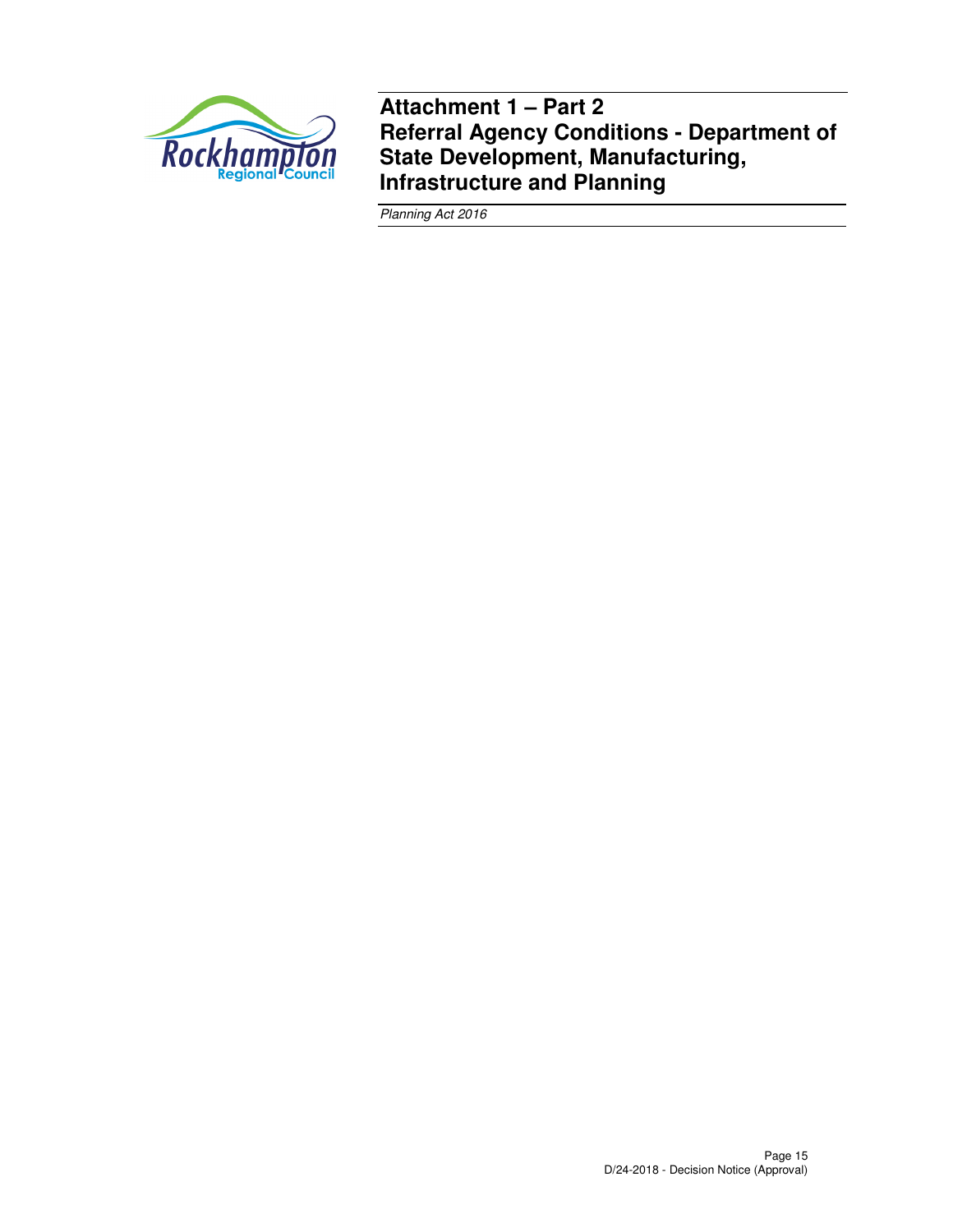# Attachment 1 – Part 2
# Referral Agency Conditions - Department of State Development, Manufacturing, Infrastructure and Planning

*Planning Act 2016*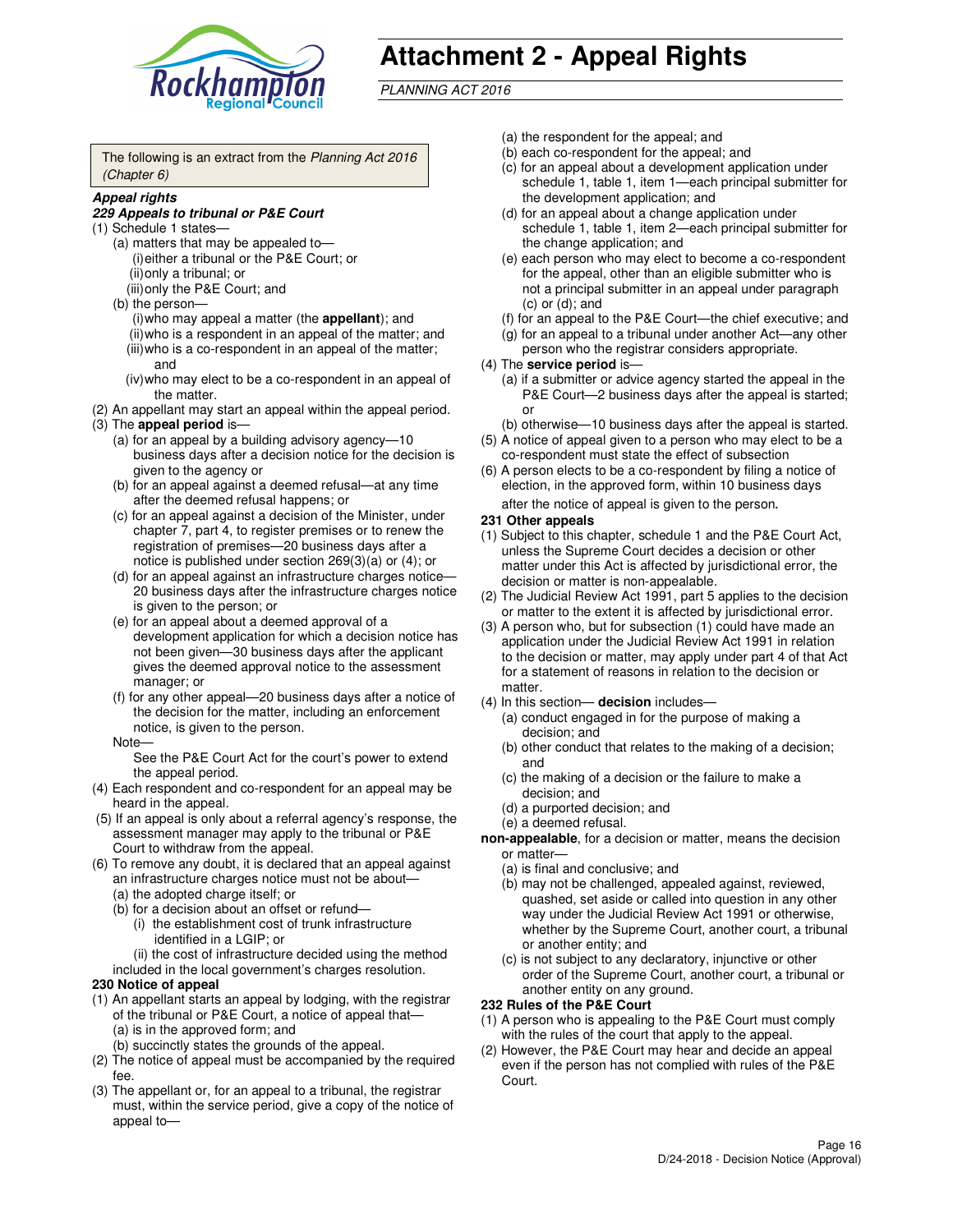# Attachment 2 - Appeal Rights

*PLANNING ACT 2016*

The following is an extract from the *Planning Act 2016 (Chapter 6)*

***Appeal rights***

***229 Appeals to tribunal or P&E Court***

(1) Schedule 1 states—
   (a) matters that may be appealed to—
      (i) either a tribunal or the P&E Court; or
      (ii) only a tribunal; or
      (iii) only the P&E Court; and
   (b) the person—
      (i) who may appeal a matter (the **appellant**); and
      (ii) who is a respondent in an appeal of the matter; and
      (iii) who is a co-respondent in an appeal of the matter; and
      (iv) who may elect to be a co-respondent in an appeal of the matter.

(2) An appellant may start an appeal within the appeal period.

(3) The **appeal period** is—
   (a) for an appeal by a building advisory agency—10 business days after a decision notice for the decision is given to the agency or
   (b) for an appeal against a deemed refusal—at any time after the deemed refusal happens; or
   (c) for an appeal against a decision of the Minister, under chapter 7, part 4, to register premises or to renew the registration of premises—20 business days after a notice is published under section 269(3)(a) or (4); or
   (d) for an appeal against an infrastructure charges notice—20 business days after the infrastructure charges notice is given to the person; or
   (e) for an appeal about a deemed approval of a development application for which a decision notice has not been given—30 business days after the applicant gives the deemed approval notice to the assessment manager; or
   (f) for any other appeal—20 business days after a notice of the decision for the matter, including an enforcement notice, is given to the person.

   Note—
   See the P&E Court Act for the court's power to extend the appeal period.

(4) Each respondent and co-respondent for an appeal may be heard in the appeal.

(5) If an appeal is only about a referral agency's response, the assessment manager may apply to the tribunal or P&E Court to withdraw from the appeal.

(6) To remove any doubt, it is declared that an appeal against an infrastructure charges notice must not be about—
   (a) the adopted charge itself; or
   (b) for a decision about an offset or refund—
      (i) the establishment cost of trunk infrastructure identified in a LGIP; or
      (ii) the cost of infrastructure decided using the method included in the local government's charges resolution.

**230 Notice of appeal**

(1) An appellant starts an appeal by lodging, with the registrar of the tribunal or P&E Court, a notice of appeal that—
   (a) is in the approved form; and
   (b) succinctly states the grounds of the appeal.

(2) The notice of appeal must be accompanied by the required fee.

(3) The appellant or, for an appeal to a tribunal, the registrar must, within the service period, give a copy of the notice of appeal to—
   (a) the respondent for the appeal; and
   (b) each co-respondent for the appeal; and
   (c) for an appeal about a development application under schedule 1, table 1, item 1—each principal submitter for the development application; and
   (d) for an appeal about a change application under schedule 1, table 1, item 2—each principal submitter for the change application; and
   (e) each person who may elect to become a co-respondent for the appeal, other than an eligible submitter who is not a principal submitter in an appeal under paragraph (c) or (d); and
   (f) for an appeal to the P&E Court—the chief executive; and
   (g) for an appeal to a tribunal under another Act—any other person who the registrar considers appropriate.

(4) The **service period** is—
   (a) if a submitter or advice agency started the appeal in the P&E Court—2 business days after the appeal is started; or
   (b) otherwise—10 business days after the appeal is started.

(5) A notice of appeal given to a person who may elect to be a co-respondent must state the effect of subsection

(6) A person elects to be a co-respondent by filing a notice of election, in the approved form, within 10 business days after the notice of appeal is given to the person.

**231 Other appeals**

(1) Subject to this chapter, schedule 1 and the P&E Court Act, unless the Supreme Court decides a decision or other matter under this Act is affected by jurisdictional error, the decision or matter is non-appealable.

(2) The Judicial Review Act 1991, part 5 applies to the decision or matter to the extent it is affected by jurisdictional error.

(3) A person who, but for subsection (1) could have made an application under the Judicial Review Act 1991 in relation to the decision or matter, may apply under part 4 of that Act for a statement of reasons in relation to the decision or matter.

(4) In this section— **decision** includes—
   (a) conduct engaged in for the purpose of making a decision; and
   (b) other conduct that relates to the making of a decision; and
   (c) the making of a decision or the failure to make a decision; and
   (d) a purported decision; and
   (e) a deemed refusal.

**non-appealable**, for a decision or matter, means the decision or matter—
   (a) is final and conclusive; and
   (b) may not be challenged, appealed against, reviewed, quashed, set aside or called into question in any other way under the Judicial Review Act 1991 or otherwise, whether by the Supreme Court, another court, a tribunal or another entity; and
   (c) is not subject to any declaratory, injunctive or other order of the Supreme Court, another court, a tribunal or another entity on any ground.

**232 Rules of the P&E Court**

(1) A person who is appealing to the P&E Court must comply with the rules of the court that apply to the appeal.

(2) However, the P&E Court may hear and decide an appeal even if the person has not complied with rules of the P&E Court.

D/24-2018 - Decision Notice (Approval)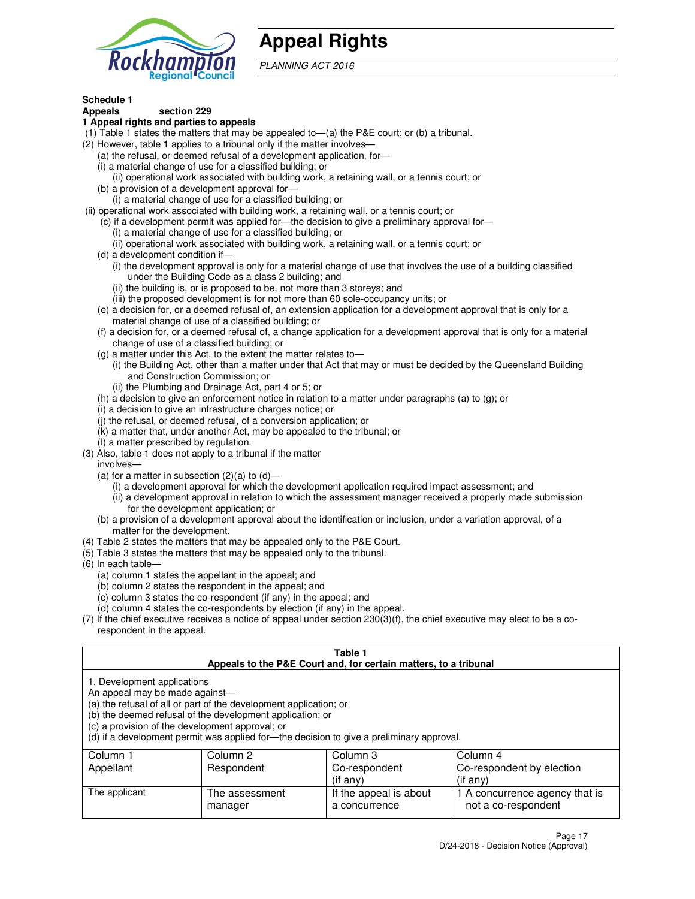# Appeal Rights

*PLANNING ACT 2016*

**Schedule 1**
**Appeals section 229**
**1 Appeal rights and parties to appeals**

(1) Table 1 states the matters that may be appealed to—(a) the P&E court; or (b) a tribunal.

(2) However, table 1 applies to a tribunal only if the matter involves—

(a) the refusal, or deemed refusal of a development application, for—

(i) a material change of use for a classified building; or

(ii) operational work associated with building work, a retaining wall, or a tennis court; or

(b) a provision of a development approval for—

(i) a material change of use for a classified building; or

(ii) operational work associated with building work, a retaining wall, or a tennis court; or

(c) if a development permit was applied for—the decision to give a preliminary approval for—

(i) a material change of use for a classified building; or

(ii) operational work associated with building work, a retaining wall, or a tennis court; or

(d) a development condition if—

(i) the development approval is only for a material change of use that involves the use of a building classified under the Building Code as a class 2 building; and

(ii) the building is, or is proposed to be, not more than 3 storeys; and

(iii) the proposed development is for not more than 60 sole-occupancy units; or

(e) a decision for, or a deemed refusal of, an extension application for a development approval that is only for a material change of use of a classified building; or

(f) a decision for, or a deemed refusal of, a change application for a development approval that is only for a material change of use of a classified building; or

(g) a matter under this Act, to the extent the matter relates to—

(i) the Building Act, other than a matter under that Act that may or must be decided by the Queensland Building and Construction Commission; or

(ii) the Plumbing and Drainage Act, part 4 or 5; or

(h) a decision to give an enforcement notice in relation to a matter under paragraphs (a) to (g); or

(i) a decision to give an infrastructure charges notice; or

(j) the refusal, or deemed refusal, of a conversion application; or

(k) a matter that, under another Act, may be appealed to the tribunal; or

(l) a matter prescribed by regulation.

(3) Also, table 1 does not apply to a tribunal if the matter involves—

(a) for a matter in subsection (2)(a) to (d)—

(i) a development approval for which the development application required impact assessment; and

(ii) a development approval in relation to which the assessment manager received a properly made submission for the development application; or

(b) a provision of a development approval about the identification or inclusion, under a variation approval, of a matter for the development.

(4) Table 2 states the matters that may be appealed only to the P&E Court.

(5) Table 3 states the matters that may be appealed only to the tribunal.

(6) In each table—

(a) column 1 states the appellant in the appeal; and

(b) column 2 states the respondent in the appeal; and

(c) column 3 states the co-respondent (if any) in the appeal; and

(d) column 4 states the co-respondents by election (if any) in the appeal.

(7) If the chief executive receives a notice of appeal under section 230(3)(f), the chief executive may elect to be a co-respondent in the appeal.

**Table 1**
**Appeals to the P&E Court and, for certain matters, to a tribunal**

1. Development applications
An appeal may be made against—
(a) the refusal of all or part of the development application; or
(b) the deemed refusal of the development application; or
(c) a provision of the development approval; or
(d) if a development permit was applied for—the decision to give a preliminary approval.

| Column 1<br>Appellant | Column 2<br>Respondent | Column 3<br>Co-respondent<br>(if any) | Column 4<br>Co-respondent by election<br>(if any) |
|---|---|---|---|
| The applicant | The assessment manager | If the appeal is about a concurrence | 1 A concurrence agency that is not a co-respondent |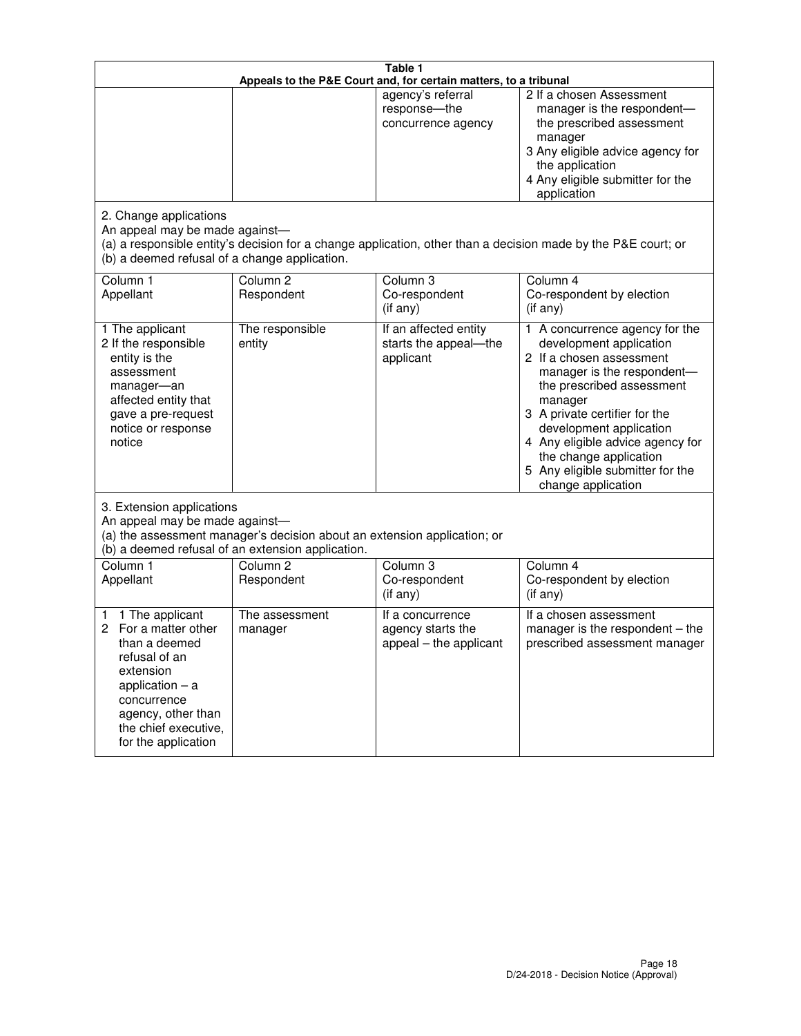**Table 1**
**Appeals to the P&E Court and, for certain matters, to a tribunal**

| | | | |
|---|---|---|---|
| | | agency's referral response—the concurrence agency | 2 If a chosen Assessment manager is the respondent—the prescribed assessment manager<br>3 Any eligible advice agency for the application<br>4 Any eligible submitter for the application |

2. Change applications
An appeal may be made against—
(a) a responsible entity's decision for a change application, other than a decision made by the P&E court; or
(b) a deemed refusal of a change application.

| Column 1<br>Appellant | Column 2<br>Respondent | Column 3<br>Co-respondent<br>(if any) | Column 4<br>Co-respondent by election<br>(if any) |
|---|---|---|---|
| 1 The applicant<br>2 If the responsible entity is the assessment manager—an affected entity that gave a pre-request notice or response notice | The responsible entity | If an affected entity starts the appeal—the applicant | 1 A concurrence agency for the development application<br>2 If a chosen assessment manager is the respondent—the prescribed assessment manager<br>3 A private certifier for the development application<br>4 Any eligible advice agency for the change application<br>5 Any eligible submitter for the change application |

3. Extension applications
An appeal may be made against—
(a) the assessment manager's decision about an extension application; or
(b) a deemed refusal of an extension application.

| Column 1<br>Appellant | Column 2<br>Respondent | Column 3<br>Co-respondent<br>(if any) | Column 4<br>Co-respondent by election<br>(if any) |
|---|---|---|---|
| 1 1 The applicant<br>2 For a matter other than a deemed refusal of an extension application – a concurrence agency, other than the chief executive, for the application | The assessment manager | If a concurrence agency starts the appeal – the applicant | If a chosen assessment manager is the respondent – the prescribed assessment manager |

D/24-2018 - Decision Notice (Approval)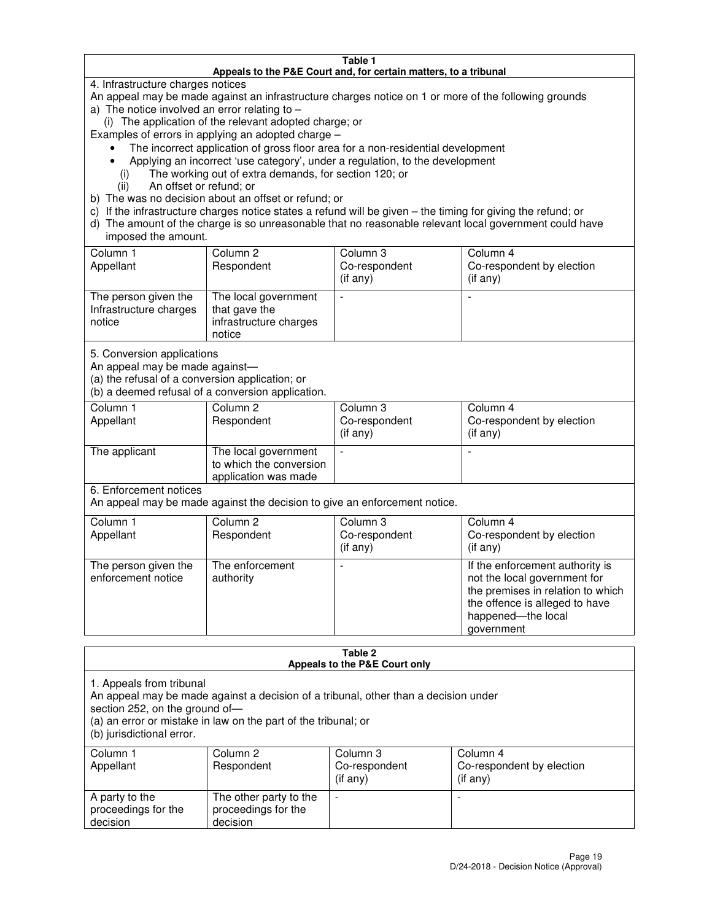**Table 1**
**Appeals to the P&E Court and, for certain matters, to a tribunal**

4. Infrastructure charges notices

An appeal may be made against an infrastructure charges notice on 1 or more of the following grounds

a) The notice involved an error relating to –

  (i) The application of the relevant adopted charge; or

Examples of errors in applying an adopted charge –

- The incorrect application of gross floor area for a non-residential development
- Applying an incorrect 'use category', under a regulation, to the development

  (i) The working out of extra demands, for section 120; or

  (ii) An offset or refund; or

b) The was no decision about an offset or refund; or

c) If the infrastructure charges notice states a refund will be given – the timing for giving the refund; or

d) The amount of the charge is so unreasonable that no reasonable relevant local government could have imposed the amount.

| Column 1<br>Appellant | Column 2<br>Respondent | Column 3<br>Co-respondent<br>(if any) | Column 4<br>Co-respondent by election<br>(if any) |
|---|---|---|---|
| The person given the Infrastructure charges notice | The local government that gave the infrastructure charges notice | - | - |

5. Conversion applications

An appeal may be made against—

(a) the refusal of a conversion application; or

(b) a deemed refusal of a conversion application.

| Column 1<br>Appellant | Column 2<br>Respondent | Column 3<br>Co-respondent<br>(if any) | Column 4<br>Co-respondent by election<br>(if any) |
|---|---|---|---|
| The applicant | The local government to which the conversion application was made | - | - |

6. Enforcement notices

An appeal may be made against the decision to give an enforcement notice.

| Column 1<br>Appellant | Column 2<br>Respondent | Column 3<br>Co-respondent<br>(if any) | Column 4<br>Co-respondent by election<br>(if any) |
|---|---|---|---|
| The person given the enforcement notice | The enforcement authority | - | If the enforcement authority is not the local government for the premises in relation to which the offence is alleged to have happened—the local government |

**Table 2**
**Appeals to the P&E Court only**

1. Appeals from tribunal

An appeal may be made against a decision of a tribunal, other than a decision under section 252, on the ground of—

(a) an error or mistake in law on the part of the tribunal; or

(b) jurisdictional error.

| Column 1<br>Appellant | Column 2<br>Respondent | Column 3<br>Co-respondent<br>(if any) | Column 4<br>Co-respondent by election<br>(if any) |
|---|---|---|---|
| A party to the proceedings for the decision | The other party to the proceedings for the decision | - | - |

D/24-2018 - Decision Notice (Approval)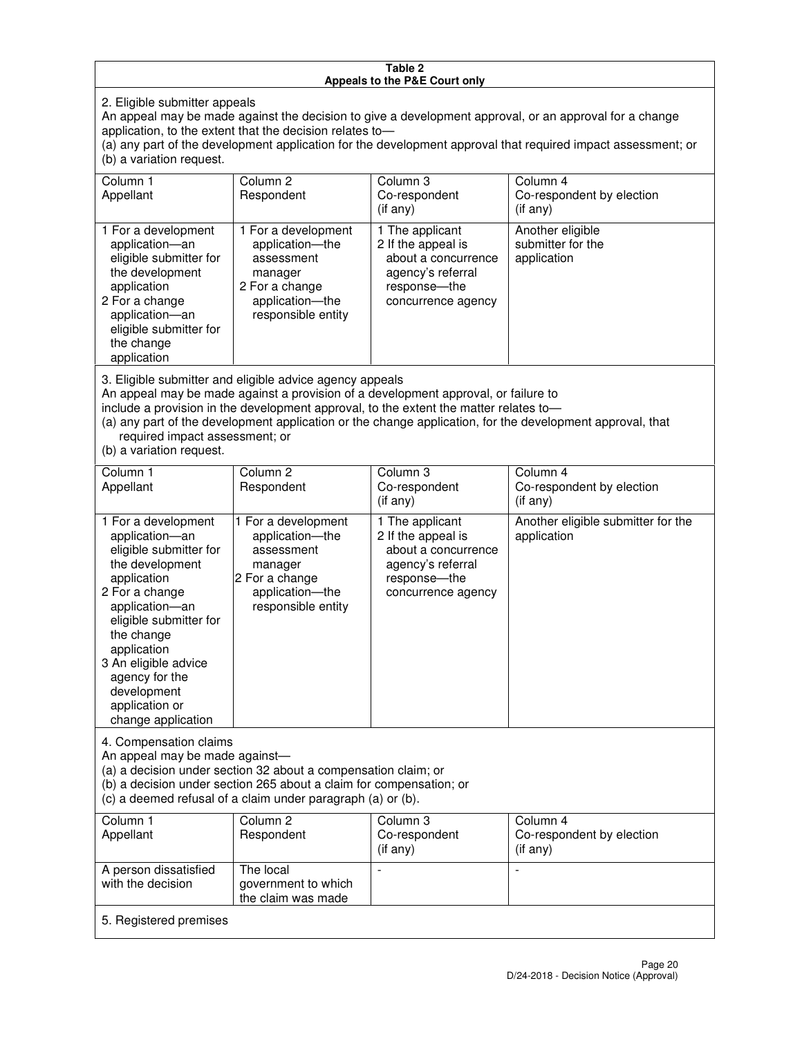**Table 2**
**Appeals to the P&E Court only**

2. Eligible submitter appeals

An appeal may be made against the decision to give a development approval, or an approval for a change application, to the extent that the decision relates to—
(a) any part of the development application for the development approval that required impact assessment; or
(b) a variation request.

| Column 1<br>Appellant | Column 2<br>Respondent | Column 3<br>Co-respondent<br>(if any) | Column 4<br>Co-respondent by election<br>(if any) |
|---|---|---|---|
| 1 For a development application—an eligible submitter for the development application<br>2 For a change application—an eligible submitter for the change application | 1 For a development application—the assessment manager<br>2 For a change application—the responsible entity | 1 The applicant<br>2 If the appeal is about a concurrence agency's referral response—the concurrence agency | Another eligible submitter for the application |

3. Eligible submitter and eligible advice agency appeals

An appeal may be made against a provision of a development approval, or failure to include a provision in the development approval, to the extent the matter relates to—
(a) any part of the development application or the change application, for the development approval, that required impact assessment; or
(b) a variation request.

| Column 1<br>Appellant | Column 2<br>Respondent | Column 3<br>Co-respondent<br>(if any) | Column 4<br>Co-respondent by election<br>(if any) |
|---|---|---|---|
| 1 For a development application—an eligible submitter for the development application<br>2 For a change application—an eligible submitter for the change application<br>3 An eligible advice agency for the development application or change application | 1 For a development application—the assessment manager<br>2 For a change application—the responsible entity | 1 The applicant<br>2 If the appeal is about a concurrence agency's referral response—the concurrence agency | Another eligible submitter for the application |

4. Compensation claims

An appeal may be made against—
(a) a decision under section 32 about a compensation claim; or
(b) a decision under section 265 about a claim for compensation; or
(c) a deemed refusal of a claim under paragraph (a) or (b).

| Column 1<br>Appellant | Column 2<br>Respondent | Column 3<br>Co-respondent<br>(if any) | Column 4<br>Co-respondent by election<br>(if any) |
|---|---|---|---|
| A person dissatisfied with the decision | The local government to which the claim was made | - | - |

5. Registered premises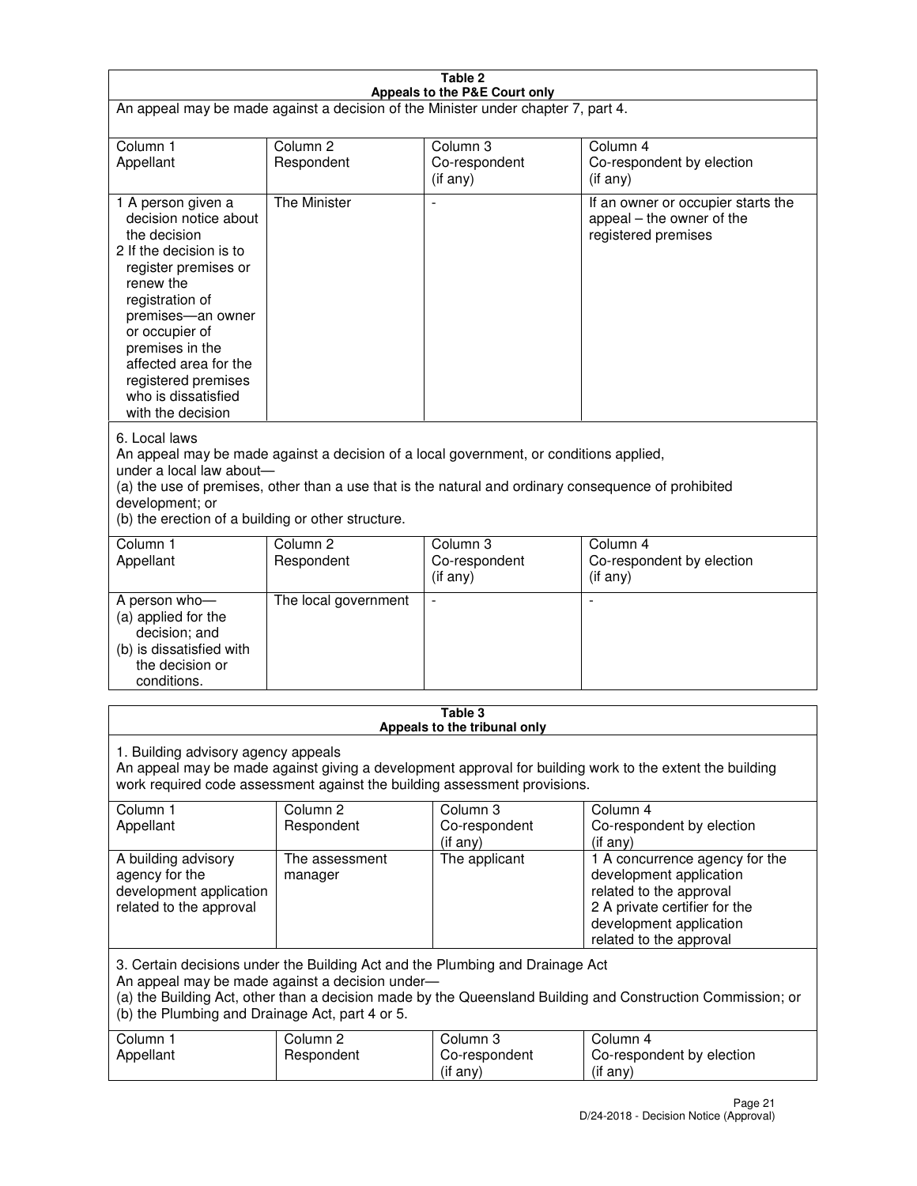| **Table 2**<br>**Appeals to the P&E Court only** | | | |
|---|---|---|---|
| An appeal may be made against a decision of the Minister under chapter 7, part 4. | | | |
| Column 1<br>Appellant | Column 2<br>Respondent | Column 3<br>Co-respondent<br>(if any) | Column 4<br>Co-respondent by election<br>(if any) |
| 1 A person given a decision notice about the decision<br>2 If the decision is to register premises or renew the registration of premises—an owner or occupier of premises in the affected area for the registered premises who is dissatisfied with the decision | The Minister | - | If an owner or occupier starts the appeal – the owner of the registered premises |
| 6. Local laws<br>An appeal may be made against a decision of a local government, or conditions applied, under a local law about—<br>(a) the use of premises, other than a use that is the natural and ordinary consequence of prohibited development; or<br>(b) the erection of a building or other structure. | | | |
| Column 1<br>Appellant | Column 2<br>Respondent | Column 3<br>Co-respondent<br>(if any) | Column 4<br>Co-respondent by election<br>(if any) |
| A person who—<br>(a) applied for the decision; and<br>(b) is dissatisfied with the decision or conditions. | The local government | - | - |

| **Table 3**<br>**Appeals to the tribunal only** | | | |
|---|---|---|---|
| 1. Building advisory agency appeals<br>An appeal may be made against giving a development approval for building work to the extent the building work required code assessment against the building assessment provisions. | | | |
| Column 1<br>Appellant | Column 2<br>Respondent | Column 3<br>Co-respondent<br>(if any) | Column 4<br>Co-respondent by election<br>(if any) |
| A building advisory agency for the development application related to the approval | The assessment manager | The applicant | 1 A concurrence agency for the development application related to the approval<br>2 A private certifier for the development application related to the approval |
| 3. Certain decisions under the Building Act and the Plumbing and Drainage Act<br>An appeal may be made against a decision under—<br>(a) the Building Act, other than a decision made by the Queensland Building and Construction Commission; or<br>(b) the Plumbing and Drainage Act, part 4 or 5. | | | |
| Column 1<br>Appellant | Column 2<br>Respondent | Column 3<br>Co-respondent<br>(if any) | Column 4<br>Co-respondent by election<br>(if any) |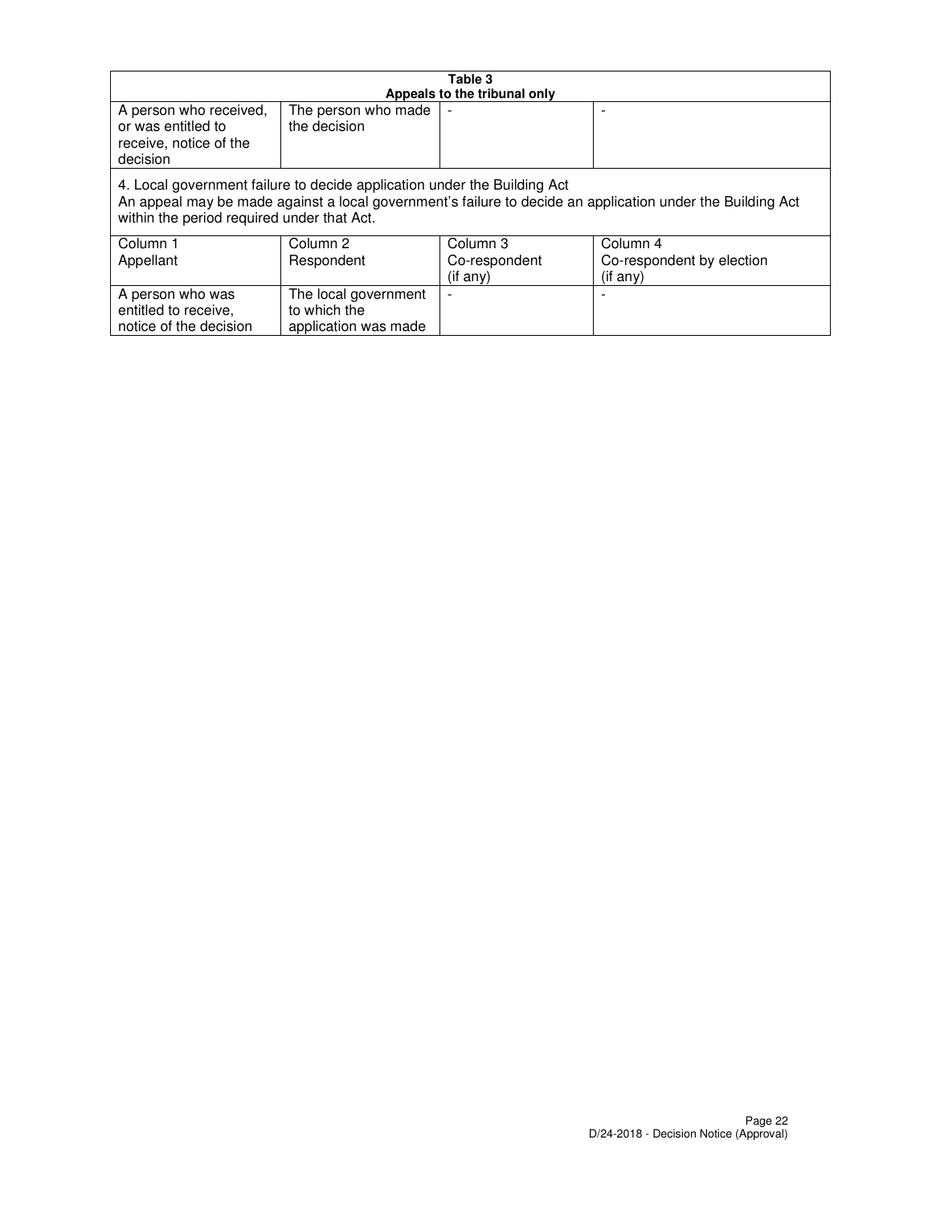| Table 3<br>Appeals to the tribunal only | | | |
|---|---|---|---|
| A person who received, or was entitled to receive, notice of the decision | The person who made the decision | - | - |
| **4. Local government failure to decide application under the Building Act**<br>An appeal may be made against a local government's failure to decide an application under the Building Act within the period required under that Act. | | | |
| Column 1<br>Appellant | Column 2<br>Respondent | Column 3<br>Co-respondent<br>(if any) | Column 4<br>Co-respondent by election<br>(if any) |
| A person who was entitled to receive, notice of the decision | The local government to which the application was made | - | - |

D/24-2018 - Decision Notice (Approval)